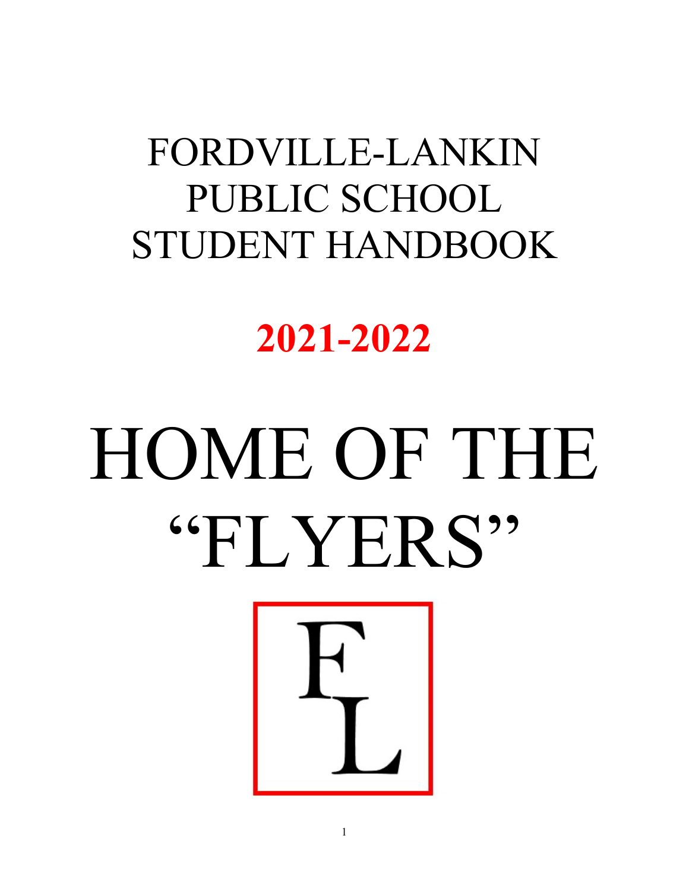# FORDVILLE-LANKIN PUBLIC SCHOOL STUDENT HANDBOOK

## 2021-2022

# HOME OF THE "FLYERS"

FL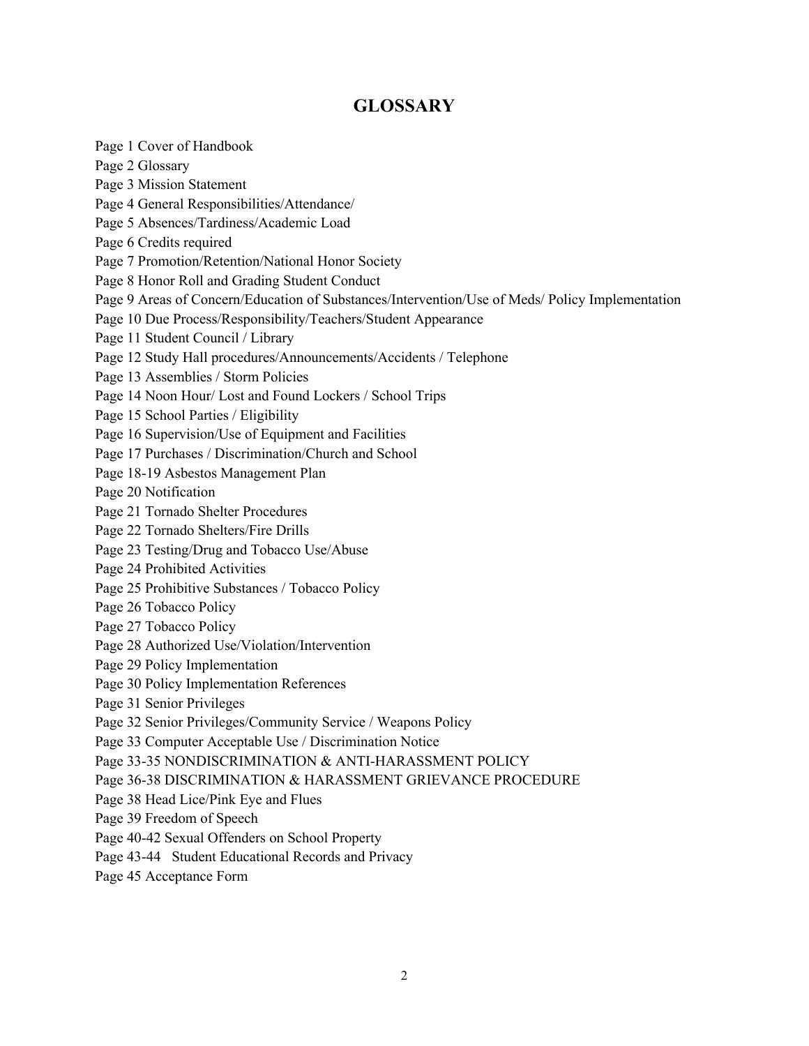# GLOSSARY

Page 1 Cover of Handbook
Page 2 Glossary
Page 3 Mission Statement
Page 4 General Responsibilities/Attendance/
Page 5 Absences/Tardiness/Academic Load
Page 6 Credits required
Page 7 Promotion/Retention/National Honor Society
Page 8 Honor Roll and Grading Student Conduct
Page 9 Areas of Concern/Education of Substances/Intervention/Use of Meds/ Policy Implementation
Page 10 Due Process/Responsibility/Teachers/Student Appearance
Page 11 Student Council / Library
Page 12 Study Hall procedures/Announcements/Accidents / Telephone
Page 13 Assemblies / Storm Policies
Page 14 Noon Hour/ Lost and Found Lockers / School Trips
Page 15 School Parties / Eligibility
Page 16 Supervision/Use of Equipment and Facilities
Page 17 Purchases / Discrimination/Church and School
Page 18-19 Asbestos Management Plan
Page 20 Notification
Page 21 Tornado Shelter Procedures
Page 22 Tornado Shelters/Fire Drills
Page 23 Testing/Drug and Tobacco Use/Abuse
Page 24 Prohibited Activities
Page 25 Prohibitive Substances / Tobacco Policy
Page 26 Tobacco Policy
Page 27 Tobacco Policy
Page 28 Authorized Use/Violation/Intervention
Page 29 Policy Implementation
Page 30 Policy Implementation References
Page 31 Senior Privileges
Page 32 Senior Privileges/Community Service / Weapons Policy
Page 33 Computer Acceptable Use / Discrimination Notice
Page 33-35 NONDISCRIMINATION & ANTI-HARASSMENT POLICY
Page 36-38 DISCRIMINATION & HARASSMENT GRIEVANCE PROCEDURE
Page 38 Head Lice/Pink Eye and Flues
Page 39 Freedom of Speech
Page 40-42 Sexual Offenders on School Property
Page 43-44 Student Educational Records and Privacy
Page 45 Acceptance Form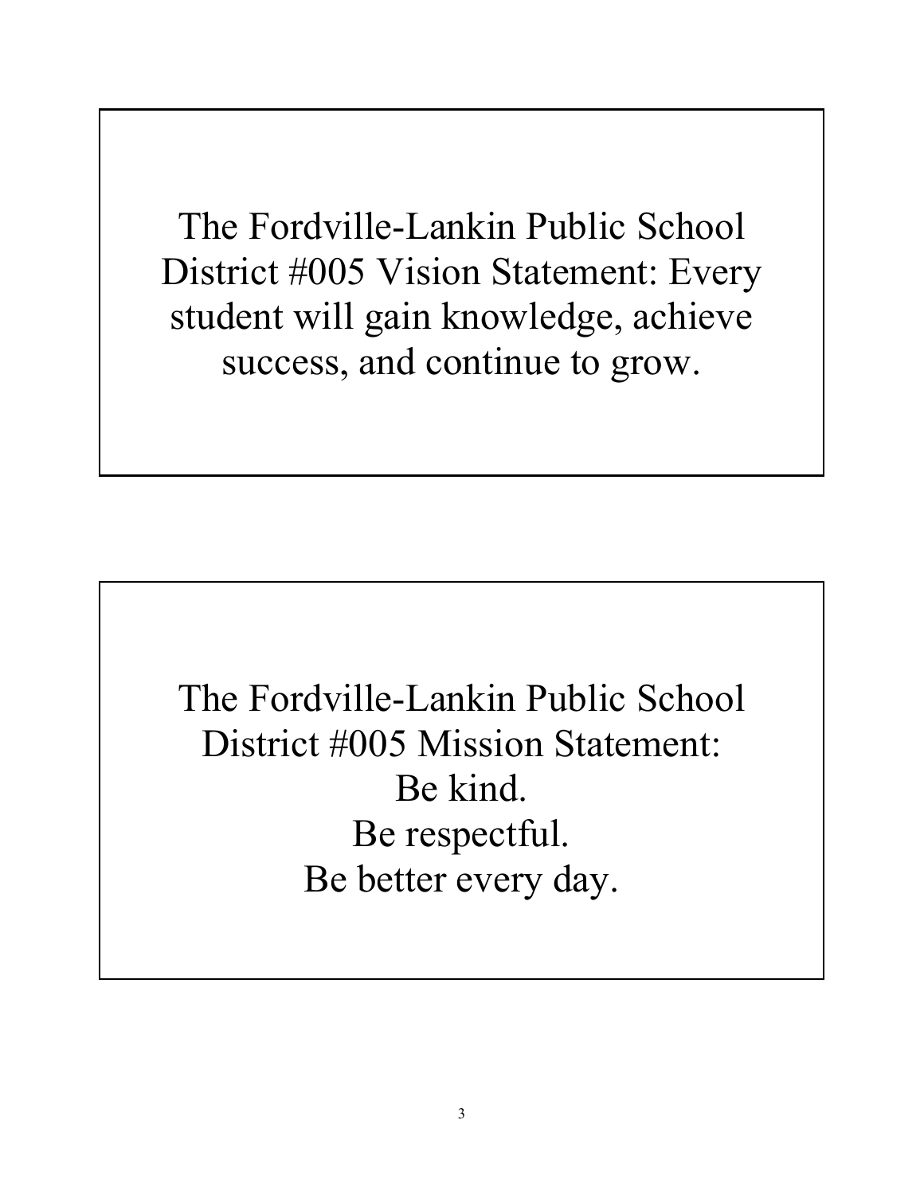The Fordville-Lankin Public School District #005 Vision Statement: Every student will gain knowledge, achieve success, and continue to grow.

The Fordville-Lankin Public School District #005 Mission Statement:

Be kind.

Be respectful.

Be better every day.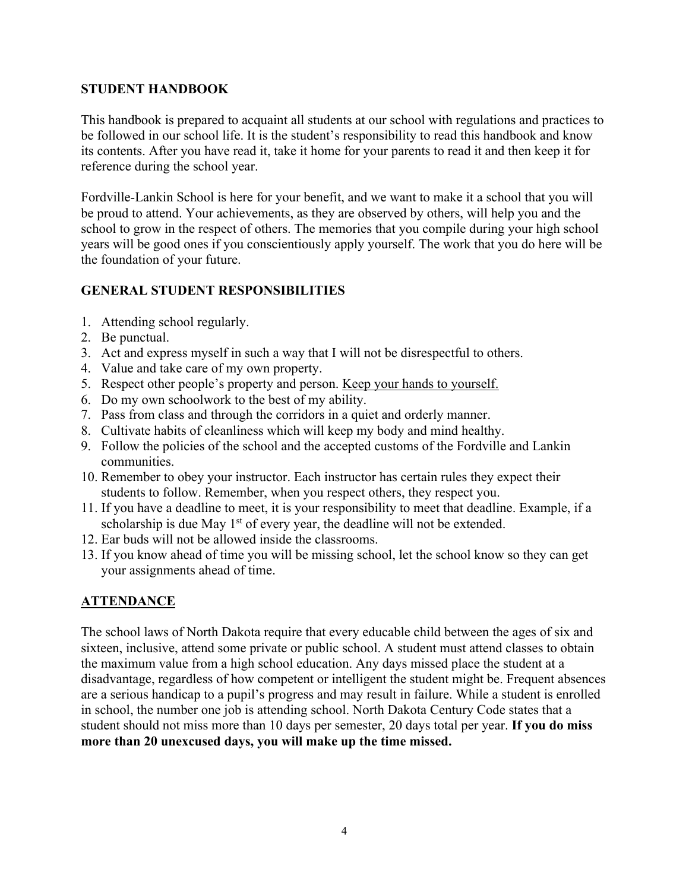## STUDENT HANDBOOK

This handbook is prepared to acquaint all students at our school with regulations and practices to be followed in our school life. It is the student's responsibility to read this handbook and know its contents. After you have read it, take it home for your parents to read it and then keep it for reference during the school year.

Fordville-Lankin School is here for your benefit, and we want to make it a school that you will be proud to attend. Your achievements, as they are observed by others, will help you and the school to grow in the respect of others. The memories that you compile during your high school years will be good ones if you conscientiously apply yourself. The work that you do here will be the foundation of your future.

## GENERAL STUDENT RESPONSIBILITIES

1. Attending school regularly.
2. Be punctual.
3. Act and express myself in such a way that I will not be disrespectful to others.
4. Value and take care of my own property.
5. Respect other people's property and person. <u>Keep your hands to yourself.</u>
6. Do my own schoolwork to the best of my ability.
7. Pass from class and through the corridors in a quiet and orderly manner.
8. Cultivate habits of cleanliness which will keep my body and mind healthy.
9. Follow the policies of the school and the accepted customs of the Fordville and Lankin communities.
10. Remember to obey your instructor. Each instructor has certain rules they expect their students to follow. Remember, when you respect others, they respect you.
11. If you have a deadline to meet, it is your responsibility to meet that deadline. Example, if a scholarship is due May 1st of every year, the deadline will not be extended.
12. Ear buds will not be allowed inside the classrooms.
13. If you know ahead of time you will be missing school, let the school know so they can get your assignments ahead of time.

## <u>ATTENDANCE</u>

The school laws of North Dakota require that every educable child between the ages of six and sixteen, inclusive, attend some private or public school. A student must attend classes to obtain the maximum value from a high school education. Any days missed place the student at a disadvantage, regardless of how competent or intelligent the student might be. Frequent absences are a serious handicap to a pupil's progress and may result in failure. While a student is enrolled in school, the number one job is attending school. North Dakota Century Code states that a student should not miss more than 10 days per semester, 20 days total per year. **If you do miss more than 20 unexcused days, you will make up the time missed.**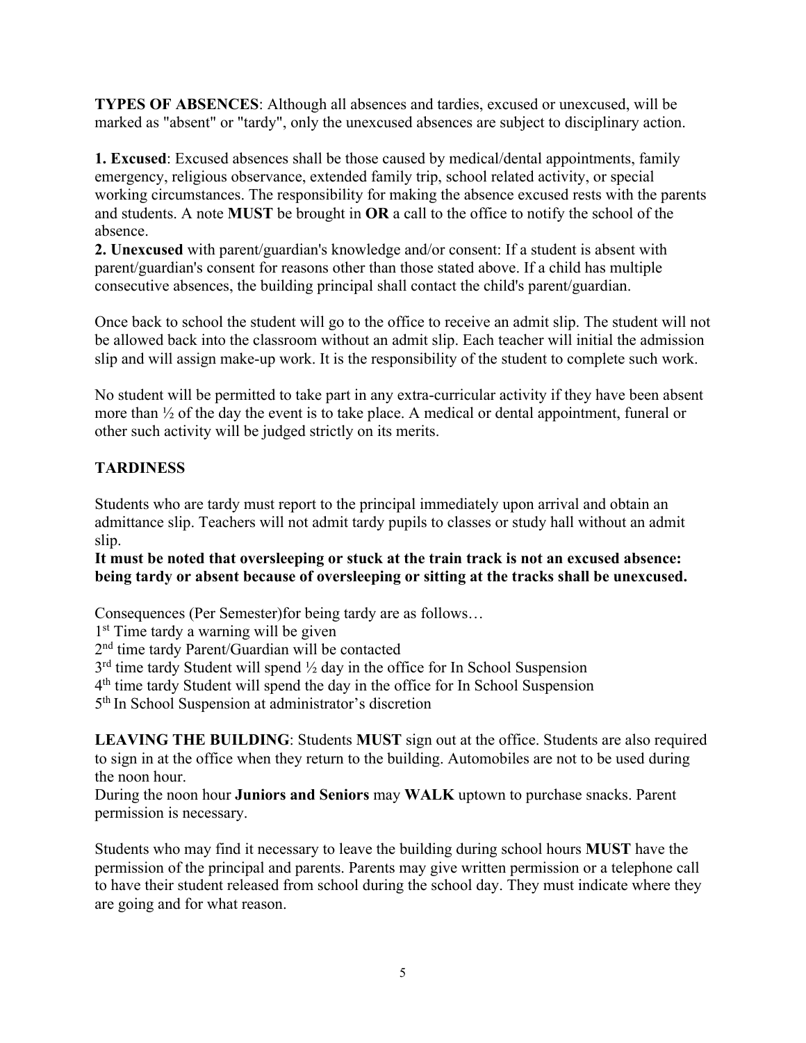**TYPES OF ABSENCES**: Although all absences and tardies, excused or unexcused, will be marked as "absent" or "tardy", only the unexcused absences are subject to disciplinary action.

**1. Excused**: Excused absences shall be those caused by medical/dental appointments, family emergency, religious observance, extended family trip, school related activity, or special working circumstances. The responsibility for making the absence excused rests with the parents and students. A note **MUST** be brought in **OR** a call to the office to notify the school of the absence.

**2. Unexcused** with parent/guardian's knowledge and/or consent: If a student is absent with parent/guardian's consent for reasons other than those stated above. If a child has multiple consecutive absences, the building principal shall contact the child's parent/guardian.

Once back to school the student will go to the office to receive an admit slip. The student will not be allowed back into the classroom without an admit slip. Each teacher will initial the admission slip and will assign make-up work. It is the responsibility of the student to complete such work.

No student will be permitted to take part in any extra-curricular activity if they have been absent more than ½ of the day the event is to take place. A medical or dental appointment, funeral or other such activity will be judged strictly on its merits.

**TARDINESS**

Students who are tardy must report to the principal immediately upon arrival and obtain an admittance slip. Teachers will not admit tardy pupils to classes or study hall without an admit slip.

**It must be noted that oversleeping or stuck at the train track is not an excused absence: being tardy or absent because of oversleeping or sitting at the tracks shall be unexcused.**

Consequences (Per Semester)for being tardy are as follows…

1st Time tardy a warning will be given
2nd time tardy Parent/Guardian will be contacted
3rd time tardy Student will spend ½ day in the office for In School Suspension
4th time tardy Student will spend the day in the office for In School Suspension
5th In School Suspension at administrator's discretion

**LEAVING THE BUILDING**: Students **MUST** sign out at the office. Students are also required to sign in at the office when they return to the building. Automobiles are not to be used during the noon hour.

During the noon hour **Juniors and Seniors** may **WALK** uptown to purchase snacks. Parent permission is necessary.

Students who may find it necessary to leave the building during school hours **MUST** have the permission of the principal and parents. Parents may give written permission or a telephone call to have their student released from school during the school day. They must indicate where they are going and for what reason.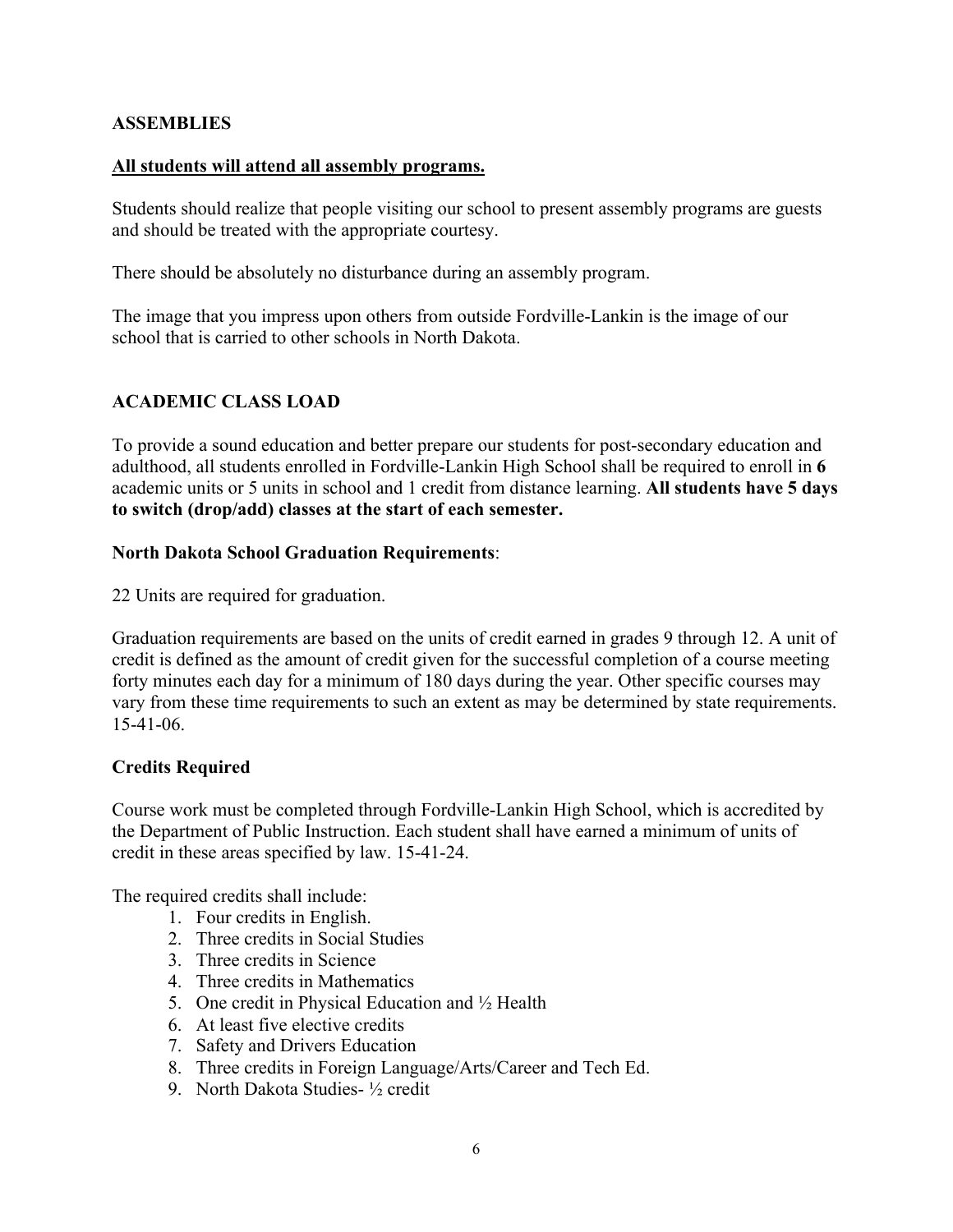## ASSEMBLIES

**<u>All students will attend all assembly programs.</u>**

Students should realize that people visiting our school to present assembly programs are guests and should be treated with the appropriate courtesy.

There should be absolutely no disturbance during an assembly program.

The image that you impress upon others from outside Fordville-Lankin is the image of our school that is carried to other schools in North Dakota.

## ACADEMIC CLASS LOAD

To provide a sound education and better prepare our students for post-secondary education and adulthood, all students enrolled in Fordville-Lankin High School shall be required to enroll in **6** academic units or 5 units in school and 1 credit from distance learning. **All students have 5 days to switch (drop/add) classes at the start of each semester.**

**North Dakota School Graduation Requirements**:

22 Units are required for graduation.

Graduation requirements are based on the units of credit earned in grades 9 through 12. A unit of credit is defined as the amount of credit given for the successful completion of a course meeting forty minutes each day for a minimum of 180 days during the year. Other specific courses may vary from these time requirements to such an extent as may be determined by state requirements. 15-41-06.

### Credits Required

Course work must be completed through Fordville-Lankin High School, which is accredited by the Department of Public Instruction. Each student shall have earned a minimum of units of credit in these areas specified by law. 15-41-24.

The required credits shall include:

1. Four credits in English.
2. Three credits in Social Studies
3. Three credits in Science
4. Three credits in Mathematics
5. One credit in Physical Education and ½ Health
6. At least five elective credits
7. Safety and Drivers Education
8. Three credits in Foreign Language/Arts/Career and Tech Ed.
9. North Dakota Studies- ½ credit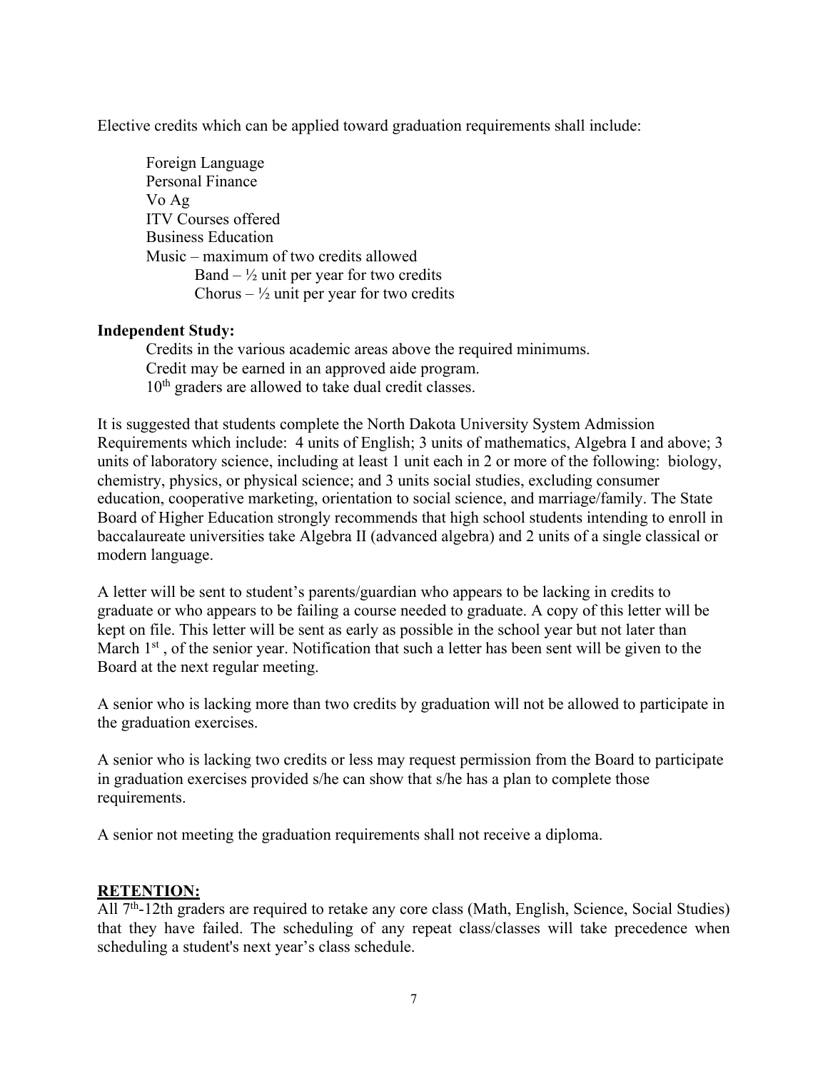Elective credits which can be applied toward graduation requirements shall include:

- Foreign Language
- Personal Finance
- Vo Ag
- ITV Courses offered
- Business Education
- Music – maximum of two credits allowed
  - Band – ½ unit per year for two credits
  - Chorus – ½ unit per year for two credits

**Independent Study:**

- Credits in the various academic areas above the required minimums.
- Credit may be earned in an approved aide program.
- 10th graders are allowed to take dual credit classes.

It is suggested that students complete the North Dakota University System Admission Requirements which include: 4 units of English; 3 units of mathematics, Algebra I and above; 3 units of laboratory science, including at least 1 unit each in 2 or more of the following: biology, chemistry, physics, or physical science; and 3 units social studies, excluding consumer education, cooperative marketing, orientation to social science, and marriage/family. The State Board of Higher Education strongly recommends that high school students intending to enroll in baccalaureate universities take Algebra II (advanced algebra) and 2 units of a single classical or modern language.

A letter will be sent to student's parents/guardian who appears to be lacking in credits to graduate or who appears to be failing a course needed to graduate. A copy of this letter will be kept on file. This letter will be sent as early as possible in the school year but not later than March 1st , of the senior year. Notification that such a letter has been sent will be given to the Board at the next regular meeting.

A senior who is lacking more than two credits by graduation will not be allowed to participate in the graduation exercises.

A senior who is lacking two credits or less may request permission from the Board to participate in graduation exercises provided s/he can show that s/he has a plan to complete those requirements.

A senior not meeting the graduation requirements shall not receive a diploma.

## RETENTION:

All 7th-12th graders are required to retake any core class (Math, English, Science, Social Studies) that they have failed. The scheduling of any repeat class/classes will take precedence when scheduling a student's next year's class schedule.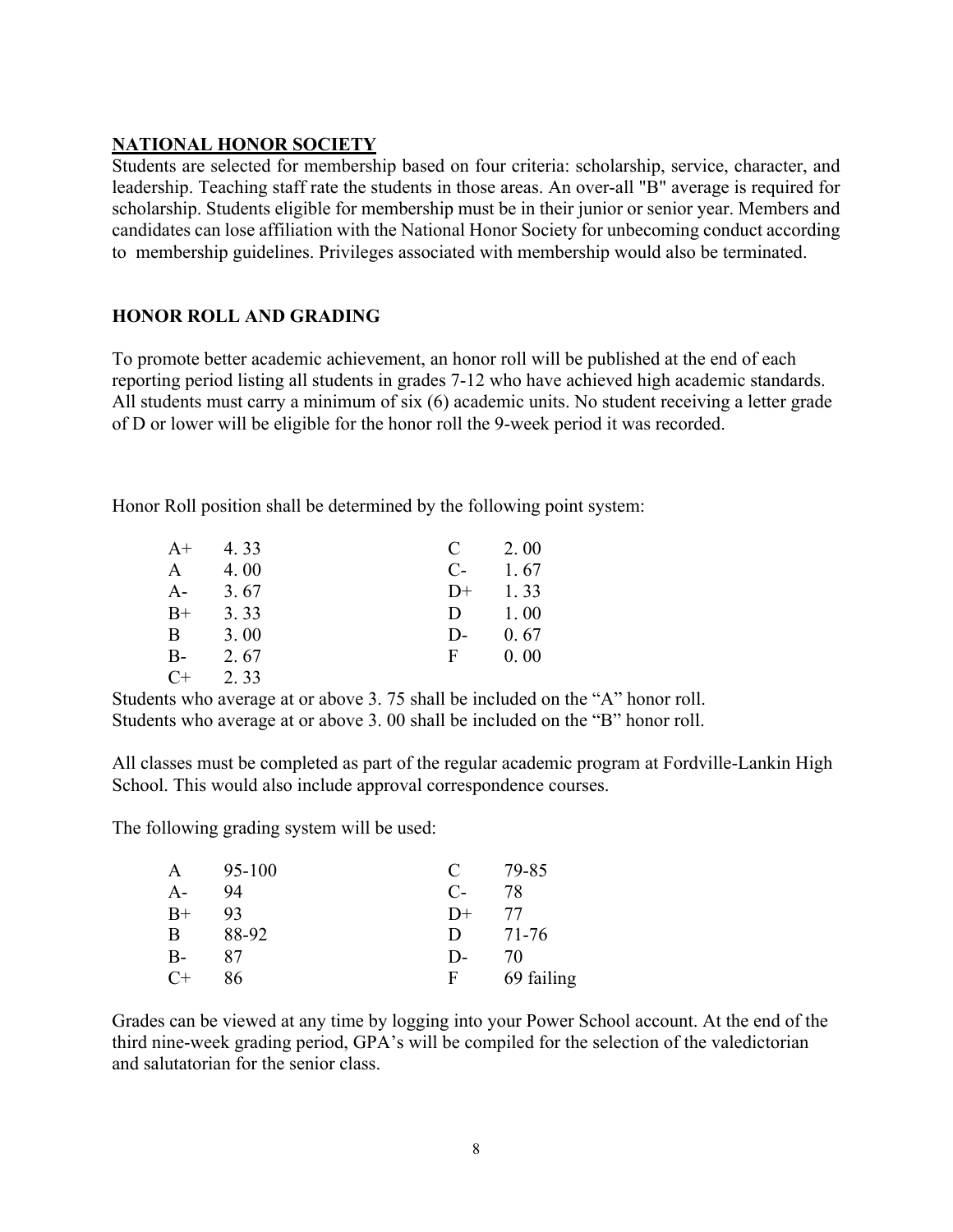## NATIONAL HONOR SOCIETY

Students are selected for membership based on four criteria: scholarship, service, character, and leadership. Teaching staff rate the students in those areas. An over-all "B" average is required for scholarship. Students eligible for membership must be in their junior or senior year. Members and candidates can lose affiliation with the National Honor Society for unbecoming conduct according to membership guidelines. Privileges associated with membership would also be terminated.

## HONOR ROLL AND GRADING

To promote better academic achievement, an honor roll will be published at the end of each reporting period listing all students in grades 7-12 who have achieved high academic standards. All students must carry a minimum of six (6) academic units. No student receiving a letter grade of D or lower will be eligible for the honor roll the 9-week period it was recorded.

Honor Roll position shall be determined by the following point system:

| Grade | Points | Grade | Points |
|---|---|---|---|
| A+ | 4. 33 | C | 2. 00 |
| A | 4. 00 | C- | 1. 67 |
| A- | 3. 67 | D+ | 1. 33 |
| B+ | 3. 33 | D | 1. 00 |
| B | 3. 00 | D- | 0. 67 |
| B- | 2. 67 | F | 0. 00 |
| C+ | 2. 33 | | |

Students who average at or above 3. 75 shall be included on the "A" honor roll.
Students who average at or above 3. 00 shall be included on the "B" honor roll.

All classes must be completed as part of the regular academic program at Fordville-Lankin High School. This would also include approval correspondence courses.

The following grading system will be used:

| Grade | Score | Grade | Score |
|---|---|---|---|
| A | 95-100 | C | 79-85 |
| A- | 94 | C- | 78 |
| B+ | 93 | D+ | 77 |
| B | 88-92 | D | 71-76 |
| B- | 87 | D- | 70 |
| C+ | 86 | F | 69 failing |

Grades can be viewed at any time by logging into your Power School account. At the end of the third nine-week grading period, GPA's will be compiled for the selection of the valedictorian and salutatorian for the senior class.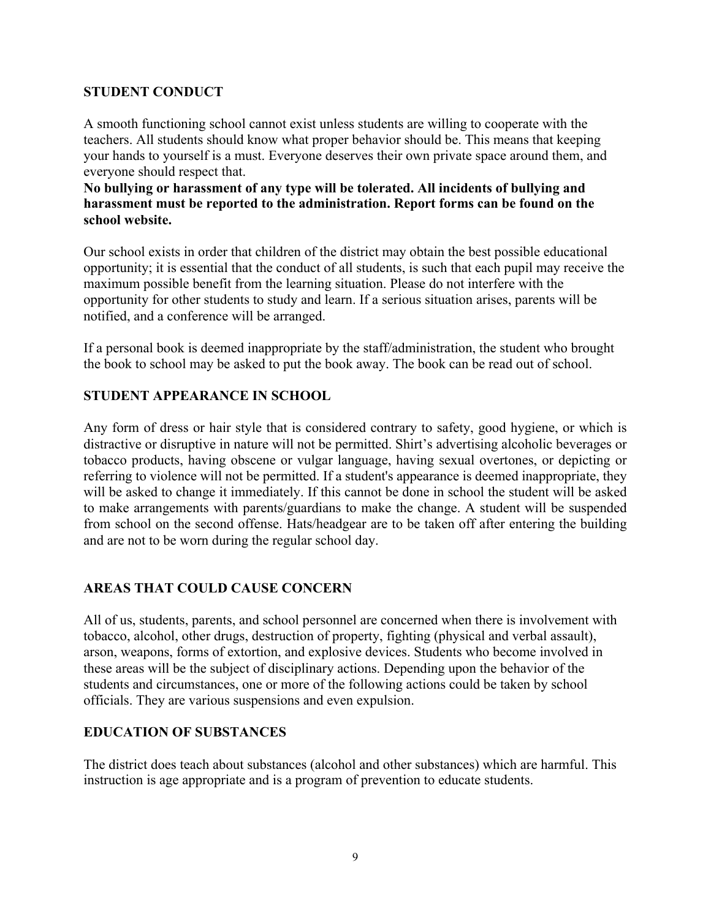## STUDENT CONDUCT

A smooth functioning school cannot exist unless students are willing to cooperate with the teachers. All students should know what proper behavior should be. This means that keeping your hands to yourself is a must. Everyone deserves their own private space around them, and everyone should respect that.

**No bullying or harassment of any type will be tolerated. All incidents of bullying and harassment must be reported to the administration. Report forms can be found on the school website.**

Our school exists in order that children of the district may obtain the best possible educational opportunity; it is essential that the conduct of all students, is such that each pupil may receive the maximum possible benefit from the learning situation. Please do not interfere with the opportunity for other students to study and learn. If a serious situation arises, parents will be notified, and a conference will be arranged.

If a personal book is deemed inappropriate by the staff/administration, the student who brought the book to school may be asked to put the book away. The book can be read out of school.

## STUDENT APPEARANCE IN SCHOOL

Any form of dress or hair style that is considered contrary to safety, good hygiene, or which is distractive or disruptive in nature will not be permitted. Shirt's advertising alcoholic beverages or tobacco products, having obscene or vulgar language, having sexual overtones, or depicting or referring to violence will not be permitted. If a student's appearance is deemed inappropriate, they will be asked to change it immediately. If this cannot be done in school the student will be asked to make arrangements with parents/guardians to make the change. A student will be suspended from school on the second offense. Hats/headgear are to be taken off after entering the building and are not to be worn during the regular school day.

## AREAS THAT COULD CAUSE CONCERN

All of us, students, parents, and school personnel are concerned when there is involvement with tobacco, alcohol, other drugs, destruction of property, fighting (physical and verbal assault), arson, weapons, forms of extortion, and explosive devices. Students who become involved in these areas will be the subject of disciplinary actions. Depending upon the behavior of the students and circumstances, one or more of the following actions could be taken by school officials. They are various suspensions and even expulsion.

## EDUCATION OF SUBSTANCES

The district does teach about substances (alcohol and other substances) which are harmful. This instruction is age appropriate and is a program of prevention to educate students.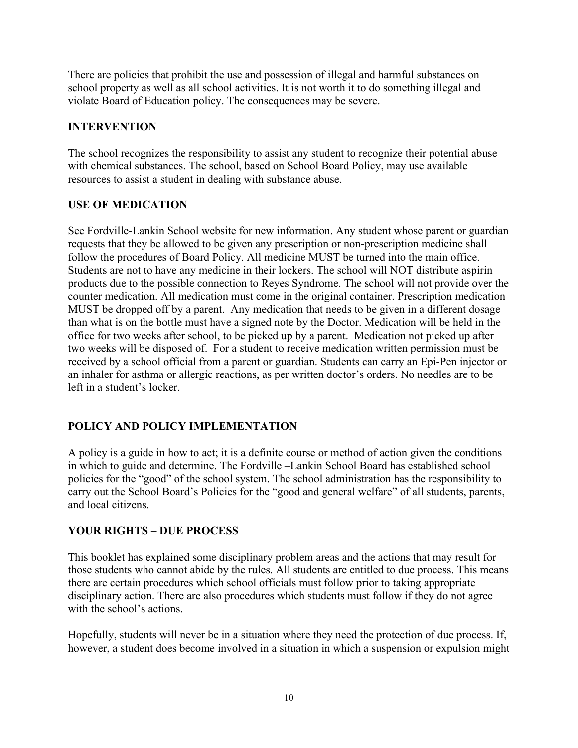There are policies that prohibit the use and possession of illegal and harmful substances on school property as well as all school activities. It is not worth it to do something illegal and violate Board of Education policy. The consequences may be severe.

## INTERVENTION

The school recognizes the responsibility to assist any student to recognize their potential abuse with chemical substances. The school, based on School Board Policy, may use available resources to assist a student in dealing with substance abuse.

## USE OF MEDICATION

See Fordville-Lankin School website for new information. Any student whose parent or guardian requests that they be allowed to be given any prescription or non-prescription medicine shall follow the procedures of Board Policy. All medicine MUST be turned into the main office. Students are not to have any medicine in their lockers. The school will NOT distribute aspirin products due to the possible connection to Reyes Syndrome. The school will not provide over the counter medication. All medication must come in the original container. Prescription medication MUST be dropped off by a parent. Any medication that needs to be given in a different dosage than what is on the bottle must have a signed note by the Doctor. Medication will be held in the office for two weeks after school, to be picked up by a parent. Medication not picked up after two weeks will be disposed of. For a student to receive medication written permission must be received by a school official from a parent or guardian. Students can carry an Epi-Pen injector or an inhaler for asthma or allergic reactions, as per written doctor's orders. No needles are to be left in a student's locker.

## POLICY AND POLICY IMPLEMENTATION

A policy is a guide in how to act; it is a definite course or method of action given the conditions in which to guide and determine. The Fordville –Lankin School Board has established school policies for the "good" of the school system. The school administration has the responsibility to carry out the School Board's Policies for the "good and general welfare" of all students, parents, and local citizens.

## YOUR RIGHTS – DUE PROCESS

This booklet has explained some disciplinary problem areas and the actions that may result for those students who cannot abide by the rules. All students are entitled to due process. This means there are certain procedures which school officials must follow prior to taking appropriate disciplinary action. There are also procedures which students must follow if they do not agree with the school's actions.

Hopefully, students will never be in a situation where they need the protection of due process. If, however, a student does become involved in a situation in which a suspension or expulsion might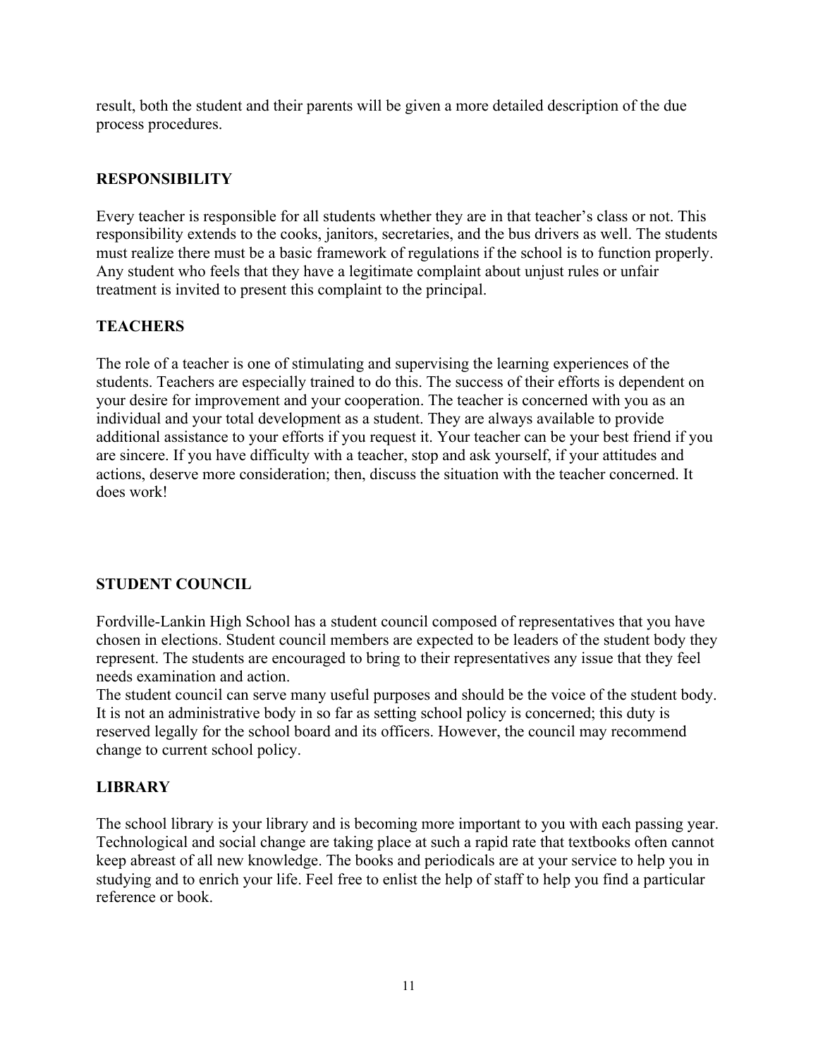result, both the student and their parents will be given a more detailed description of the due process procedures.

## RESPONSIBILITY

Every teacher is responsible for all students whether they are in that teacher's class or not. This responsibility extends to the cooks, janitors, secretaries, and the bus drivers as well. The students must realize there must be a basic framework of regulations if the school is to function properly. Any student who feels that they have a legitimate complaint about unjust rules or unfair treatment is invited to present this complaint to the principal.

## TEACHERS

The role of a teacher is one of stimulating and supervising the learning experiences of the students. Teachers are especially trained to do this. The success of their efforts is dependent on your desire for improvement and your cooperation. The teacher is concerned with you as an individual and your total development as a student. They are always available to provide additional assistance to your efforts if you request it. Your teacher can be your best friend if you are sincere. If you have difficulty with a teacher, stop and ask yourself, if your attitudes and actions, deserve more consideration; then, discuss the situation with the teacher concerned. It does work!

## STUDENT COUNCIL

Fordville-Lankin High School has a student council composed of representatives that you have chosen in elections. Student council members are expected to be leaders of the student body they represent. The students are encouraged to bring to their representatives any issue that they feel needs examination and action.

The student council can serve many useful purposes and should be the voice of the student body. It is not an administrative body in so far as setting school policy is concerned; this duty is reserved legally for the school board and its officers. However, the council may recommend change to current school policy.

## LIBRARY

The school library is your library and is becoming more important to you with each passing year. Technological and social change are taking place at such a rapid rate that textbooks often cannot keep abreast of all new knowledge. The books and periodicals are at your service to help you in studying and to enrich your life. Feel free to enlist the help of staff to help you find a particular reference or book.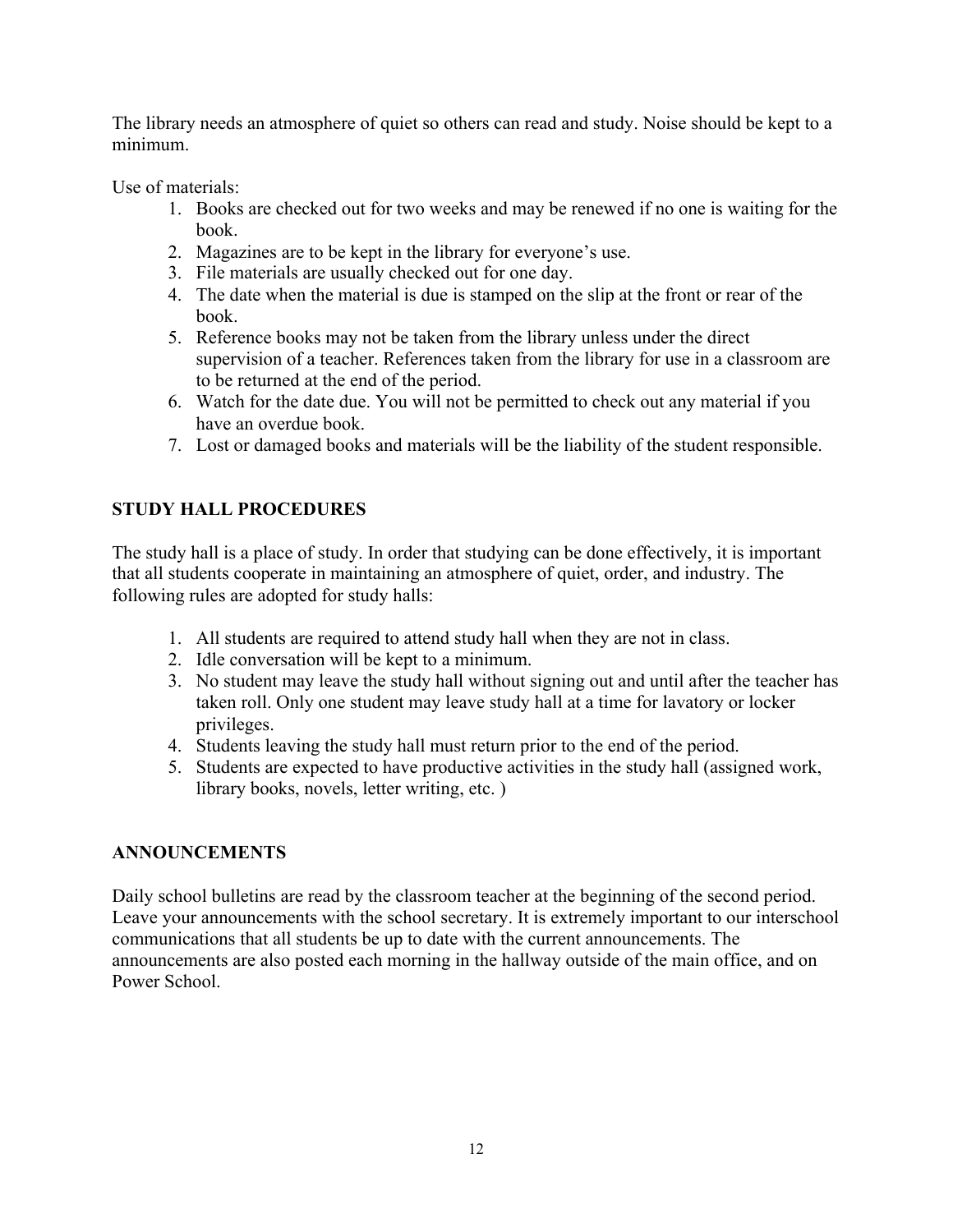The library needs an atmosphere of quiet so others can read and study. Noise should be kept to a minimum.

Use of materials:

1. Books are checked out for two weeks and may be renewed if no one is waiting for the book.
2. Magazines are to be kept in the library for everyone's use.
3. File materials are usually checked out for one day.
4. The date when the material is due is stamped on the slip at the front or rear of the book.
5. Reference books may not be taken from the library unless under the direct supervision of a teacher. References taken from the library for use in a classroom are to be returned at the end of the period.
6. Watch for the date due. You will not be permitted to check out any material if you have an overdue book.
7. Lost or damaged books and materials will be the liability of the student responsible.

## STUDY HALL PROCEDURES

The study hall is a place of study. In order that studying can be done effectively, it is important that all students cooperate in maintaining an atmosphere of quiet, order, and industry. The following rules are adopted for study halls:

1. All students are required to attend study hall when they are not in class.
2. Idle conversation will be kept to a minimum.
3. No student may leave the study hall without signing out and until after the teacher has taken roll. Only one student may leave study hall at a time for lavatory or locker privileges.
4. Students leaving the study hall must return prior to the end of the period.
5. Students are expected to have productive activities in the study hall (assigned work, library books, novels, letter writing, etc. )

## ANNOUNCEMENTS

Daily school bulletins are read by the classroom teacher at the beginning of the second period. Leave your announcements with the school secretary. It is extremely important to our interschool communications that all students be up to date with the current announcements. The announcements are also posted each morning in the hallway outside of the main office, and on Power School.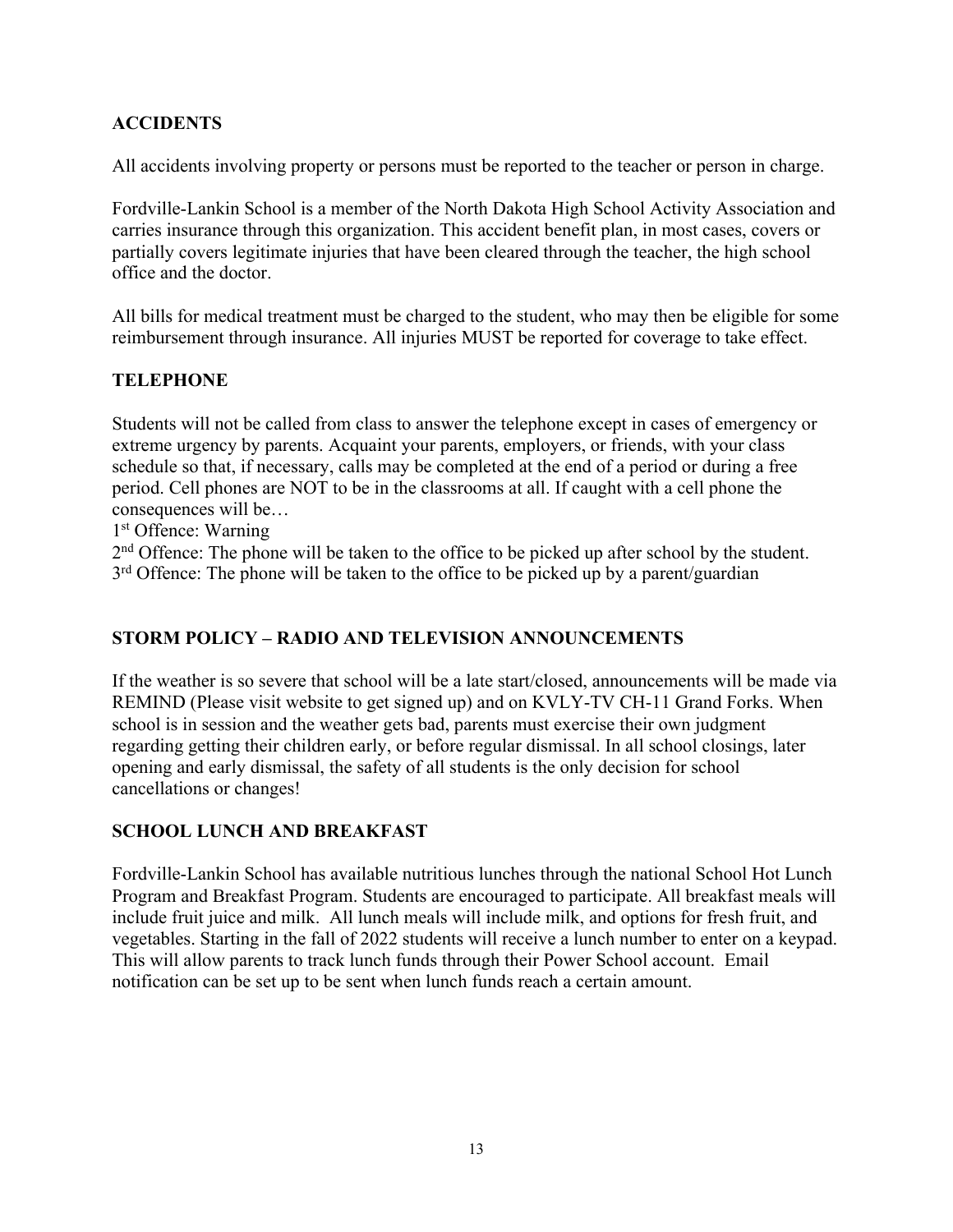## ACCIDENTS

All accidents involving property or persons must be reported to the teacher or person in charge.

Fordville-Lankin School is a member of the North Dakota High School Activity Association and carries insurance through this organization. This accident benefit plan, in most cases, covers or partially covers legitimate injuries that have been cleared through the teacher, the high school office and the doctor.

All bills for medical treatment must be charged to the student, who may then be eligible for some reimbursement through insurance. All injuries MUST be reported for coverage to take effect.

## TELEPHONE

Students will not be called from class to answer the telephone except in cases of emergency or extreme urgency by parents. Acquaint your parents, employers, or friends, with your class schedule so that, if necessary, calls may be completed at the end of a period or during a free period. Cell phones are NOT to be in the classrooms at all. If caught with a cell phone the consequences will be…

1st Offence: Warning

2nd Offence: The phone will be taken to the office to be picked up after school by the student.

3rd Offence: The phone will be taken to the office to be picked up by a parent/guardian

## STORM POLICY – RADIO AND TELEVISION ANNOUNCEMENTS

If the weather is so severe that school will be a late start/closed, announcements will be made via REMIND (Please visit website to get signed up) and on KVLY-TV CH-11 Grand Forks. When school is in session and the weather gets bad, parents must exercise their own judgment regarding getting their children early, or before regular dismissal. In all school closings, later opening and early dismissal, the safety of all students is the only decision for school cancellations or changes!

## SCHOOL LUNCH AND BREAKFAST

Fordville-Lankin School has available nutritious lunches through the national School Hot Lunch Program and Breakfast Program. Students are encouraged to participate. All breakfast meals will include fruit juice and milk. All lunch meals will include milk, and options for fresh fruit, and vegetables. Starting in the fall of 2022 students will receive a lunch number to enter on a keypad. This will allow parents to track lunch funds through their Power School account. Email notification can be set up to be sent when lunch funds reach a certain amount.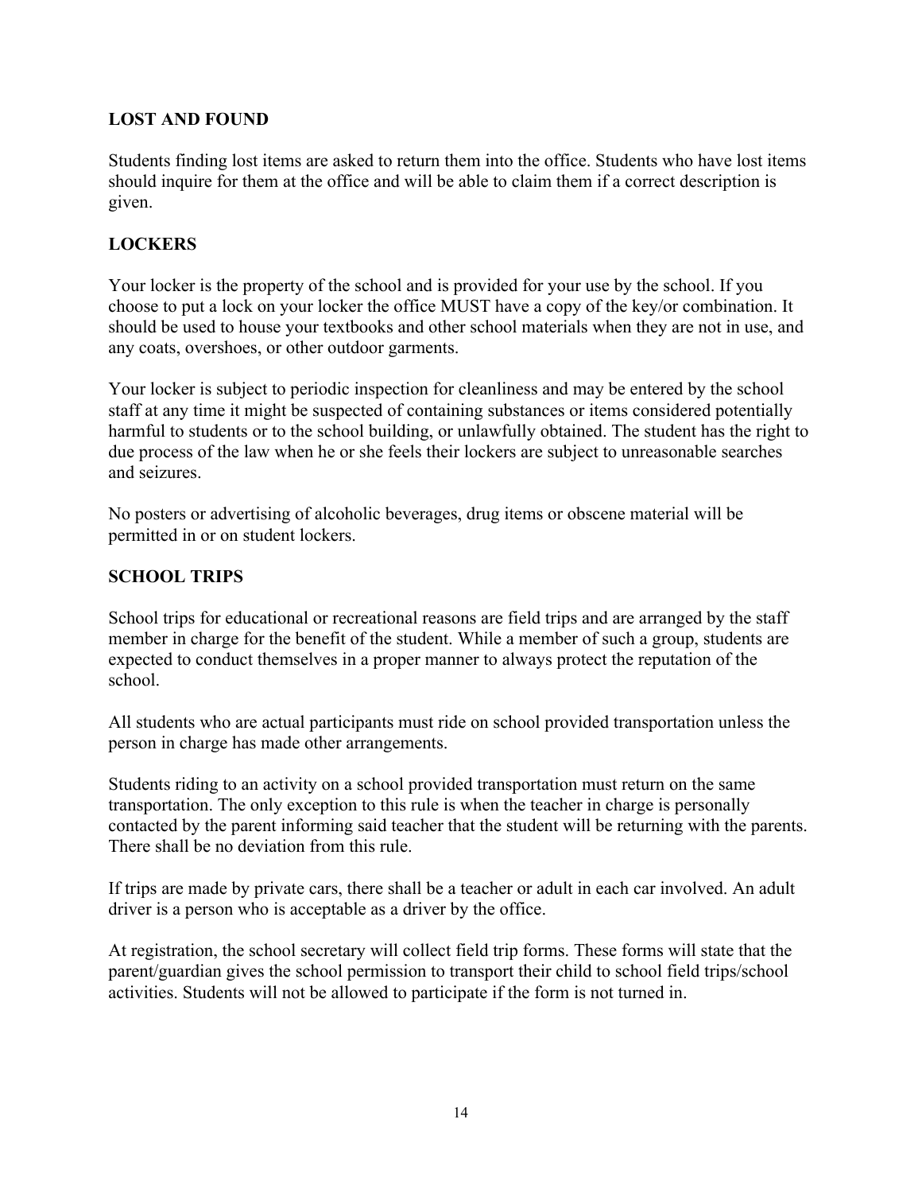## LOST AND FOUND

Students finding lost items are asked to return them into the office. Students who have lost items should inquire for them at the office and will be able to claim them if a correct description is given.

## LOCKERS

Your locker is the property of the school and is provided for your use by the school. If you choose to put a lock on your locker the office MUST have a copy of the key/or combination. It should be used to house your textbooks and other school materials when they are not in use, and any coats, overshoes, or other outdoor garments.

Your locker is subject to periodic inspection for cleanliness and may be entered by the school staff at any time it might be suspected of containing substances or items considered potentially harmful to students or to the school building, or unlawfully obtained. The student has the right to due process of the law when he or she feels their lockers are subject to unreasonable searches and seizures.

No posters or advertising of alcoholic beverages, drug items or obscene material will be permitted in or on student lockers.

## SCHOOL TRIPS

School trips for educational or recreational reasons are field trips and are arranged by the staff member in charge for the benefit of the student. While a member of such a group, students are expected to conduct themselves in a proper manner to always protect the reputation of the school.

All students who are actual participants must ride on school provided transportation unless the person in charge has made other arrangements.

Students riding to an activity on a school provided transportation must return on the same transportation. The only exception to this rule is when the teacher in charge is personally contacted by the parent informing said teacher that the student will be returning with the parents. There shall be no deviation from this rule.

If trips are made by private cars, there shall be a teacher or adult in each car involved. An adult driver is a person who is acceptable as a driver by the office.

At registration, the school secretary will collect field trip forms. These forms will state that the parent/guardian gives the school permission to transport their child to school field trips/school activities. Students will not be allowed to participate if the form is not turned in.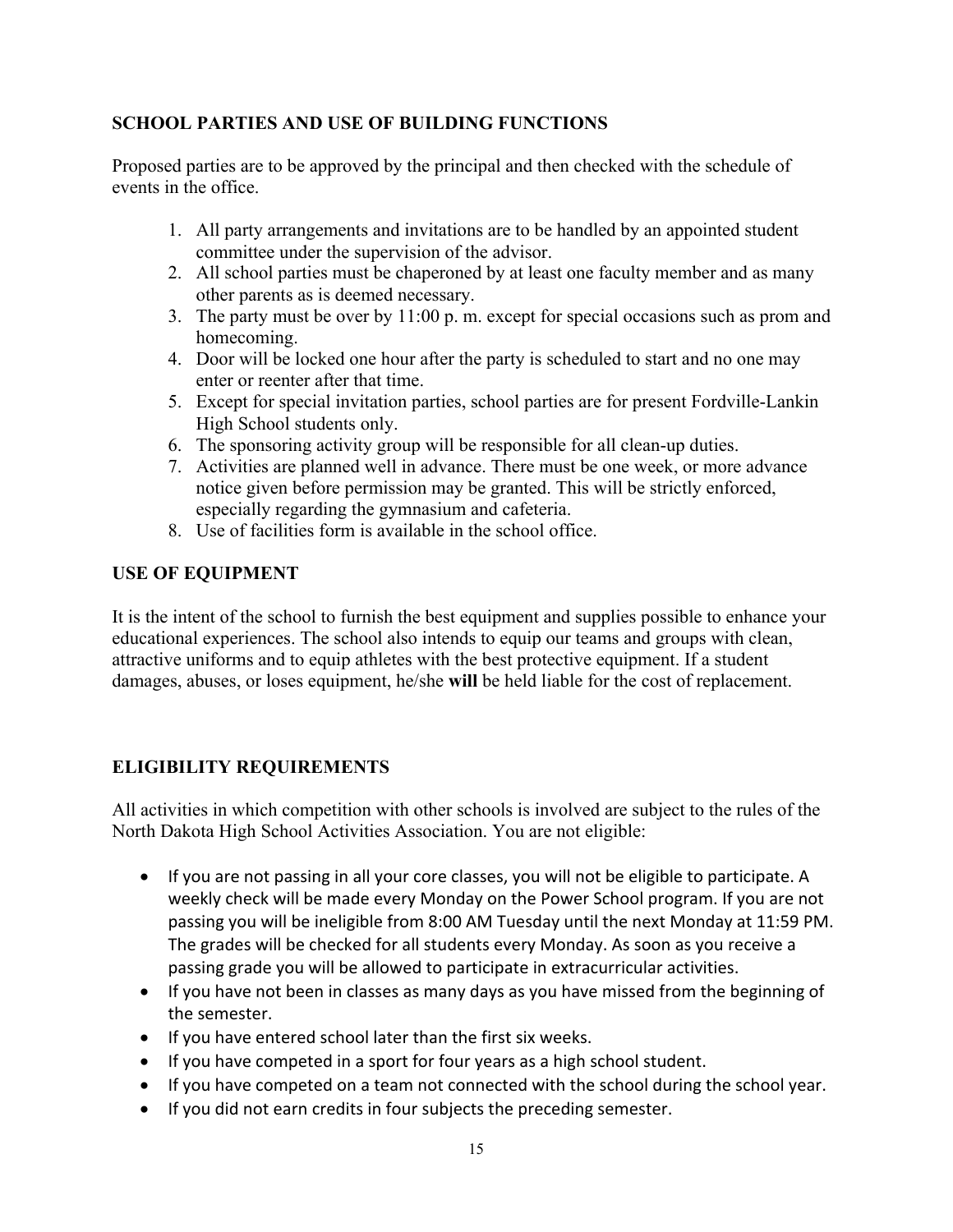## SCHOOL PARTIES AND USE OF BUILDING FUNCTIONS

Proposed parties are to be approved by the principal and then checked with the schedule of events in the office.

1. All party arrangements and invitations are to be handled by an appointed student committee under the supervision of the advisor.
2. All school parties must be chaperoned by at least one faculty member and as many other parents as is deemed necessary.
3. The party must be over by 11:00 p. m. except for special occasions such as prom and homecoming.
4. Door will be locked one hour after the party is scheduled to start and no one may enter or reenter after that time.
5. Except for special invitation parties, school parties are for present Fordville-Lankin High School students only.
6. The sponsoring activity group will be responsible for all clean-up duties.
7. Activities are planned well in advance. There must be one week, or more advance notice given before permission may be granted. This will be strictly enforced, especially regarding the gymnasium and cafeteria.
8. Use of facilities form is available in the school office.

## USE OF EQUIPMENT

It is the intent of the school to furnish the best equipment and supplies possible to enhance your educational experiences. The school also intends to equip our teams and groups with clean, attractive uniforms and to equip athletes with the best protective equipment. If a student damages, abuses, or loses equipment, he/she **will** be held liable for the cost of replacement.

## ELIGIBILITY REQUIREMENTS

All activities in which competition with other schools is involved are subject to the rules of the North Dakota High School Activities Association. You are not eligible:

- If you are not passing in all your core classes, you will not be eligible to participate. A weekly check will be made every Monday on the Power School program. If you are not passing you will be ineligible from 8:00 AM Tuesday until the next Monday at 11:59 PM. The grades will be checked for all students every Monday. As soon as you receive a passing grade you will be allowed to participate in extracurricular activities.
- If you have not been in classes as many days as you have missed from the beginning of the semester.
- If you have entered school later than the first six weeks.
- If you have competed in a sport for four years as a high school student.
- If you have competed on a team not connected with the school during the school year.
- If you did not earn credits in four subjects the preceding semester.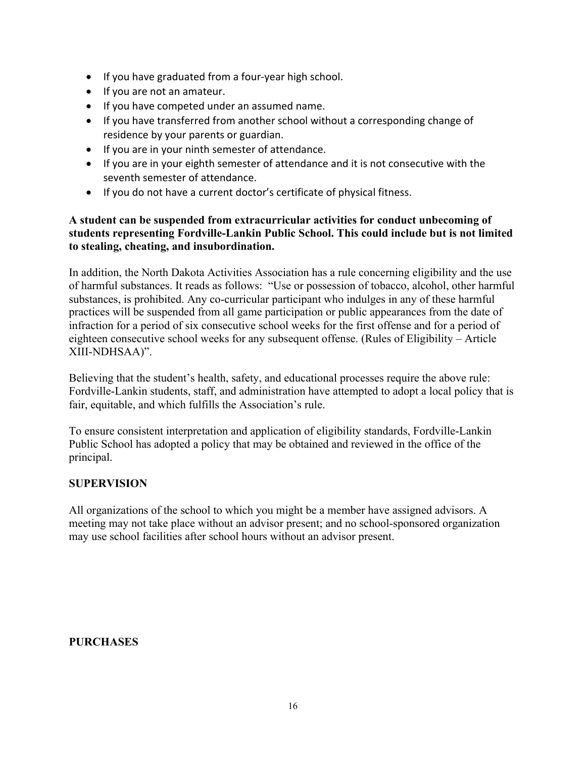- If you have graduated from a four-year high school.
- If you are not an amateur.
- If you have competed under an assumed name.
- If you have transferred from another school without a corresponding change of residence by your parents or guardian.
- If you are in your ninth semester of attendance.
- If you are in your eighth semester of attendance and it is not consecutive with the seventh semester of attendance.
- If you do not have a current doctor's certificate of physical fitness.

**A student can be suspended from extracurricular activities for conduct unbecoming of students representing Fordville-Lankin Public School. This could include but is not limited to stealing, cheating, and insubordination.**

In addition, the North Dakota Activities Association has a rule concerning eligibility and the use of harmful substances. It reads as follows: "Use or possession of tobacco, alcohol, other harmful substances, is prohibited. Any co-curricular participant who indulges in any of these harmful practices will be suspended from all game participation or public appearances from the date of infraction for a period of six consecutive school weeks for the first offense and for a period of eighteen consecutive school weeks for any subsequent offense. (Rules of Eligibility – Article XIII-NDHSAA)".

Believing that the student's health, safety, and educational processes require the above rule: Fordville-Lankin students, staff, and administration have attempted to adopt a local policy that is fair, equitable, and which fulfills the Association's rule.

To ensure consistent interpretation and application of eligibility standards, Fordville-Lankin Public School has adopted a policy that may be obtained and reviewed in the office of the principal.

## SUPERVISION

All organizations of the school to which you might be a member have assigned advisors. A meeting may not take place without an advisor present; and no school-sponsored organization may use school facilities after school hours without an advisor present.

## PURCHASES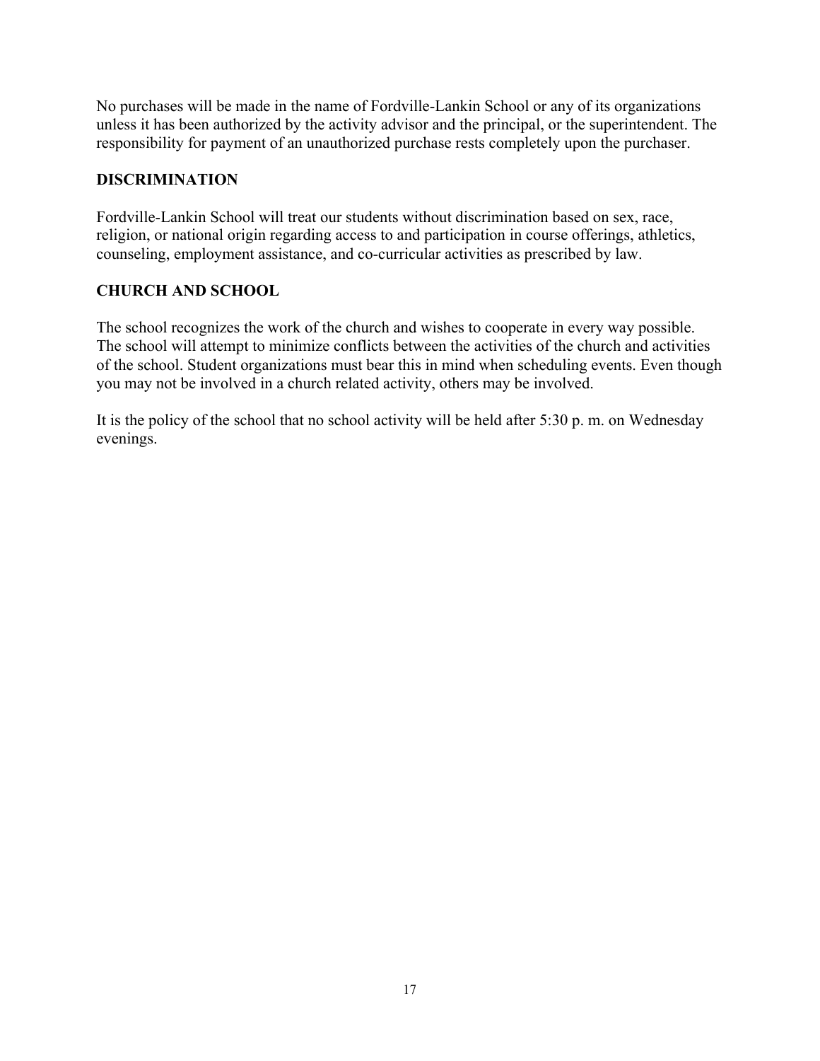No purchases will be made in the name of Fordville-Lankin School or any of its organizations unless it has been authorized by the activity advisor and the principal, or the superintendent. The responsibility for payment of an unauthorized purchase rests completely upon the purchaser.

## DISCRIMINATION

Fordville-Lankin School will treat our students without discrimination based on sex, race, religion, or national origin regarding access to and participation in course offerings, athletics, counseling, employment assistance, and co-curricular activities as prescribed by law.

## CHURCH AND SCHOOL

The school recognizes the work of the church and wishes to cooperate in every way possible. The school will attempt to minimize conflicts between the activities of the church and activities of the school. Student organizations must bear this in mind when scheduling events. Even though you may not be involved in a church related activity, others may be involved.

It is the policy of the school that no school activity will be held after 5:30 p. m. on Wednesday evenings.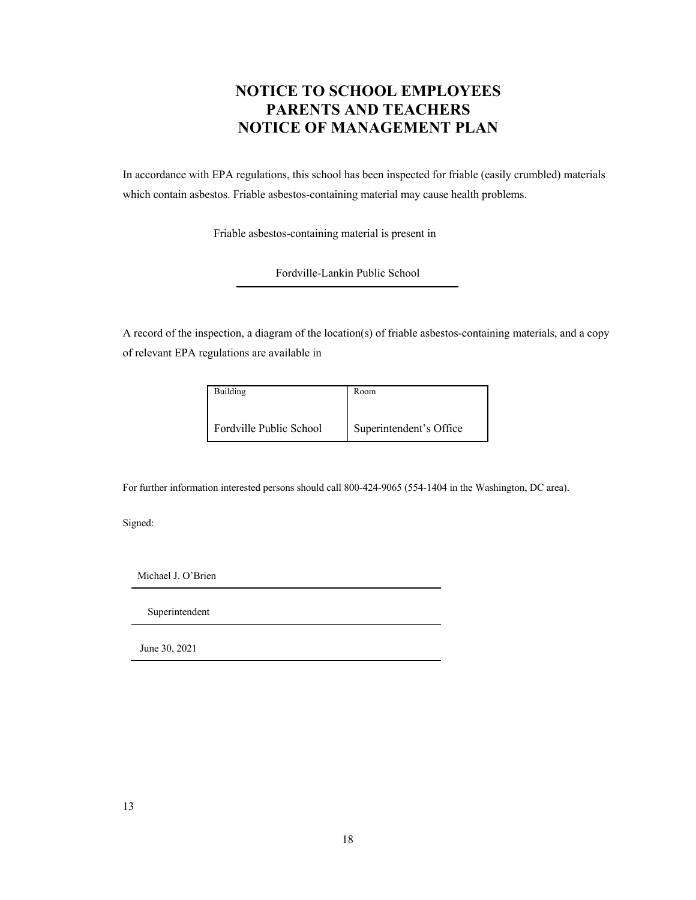# NOTICE TO SCHOOL EMPLOYEES PARENTS AND TEACHERS NOTICE OF MANAGEMENT PLAN

In accordance with EPA regulations, this school has been inspected for friable (easily crumbled) materials which contain asbestos. Friable asbestos-containing material may cause health problems.

Friable asbestos-containing material is present in

Fordville-Lankin Public School

A record of the inspection, a diagram of the location(s) of friable asbestos-containing materials, and a copy of relevant EPA regulations are available in

| Building | Room |
|---|---|
| Fordville Public School | Superintendent's Office |

For further information interested persons should call 800-424-9065 (554-1404 in the Washington, DC area).

Signed:

Michael J. O'Brien

Superintendent

June 30, 2021

13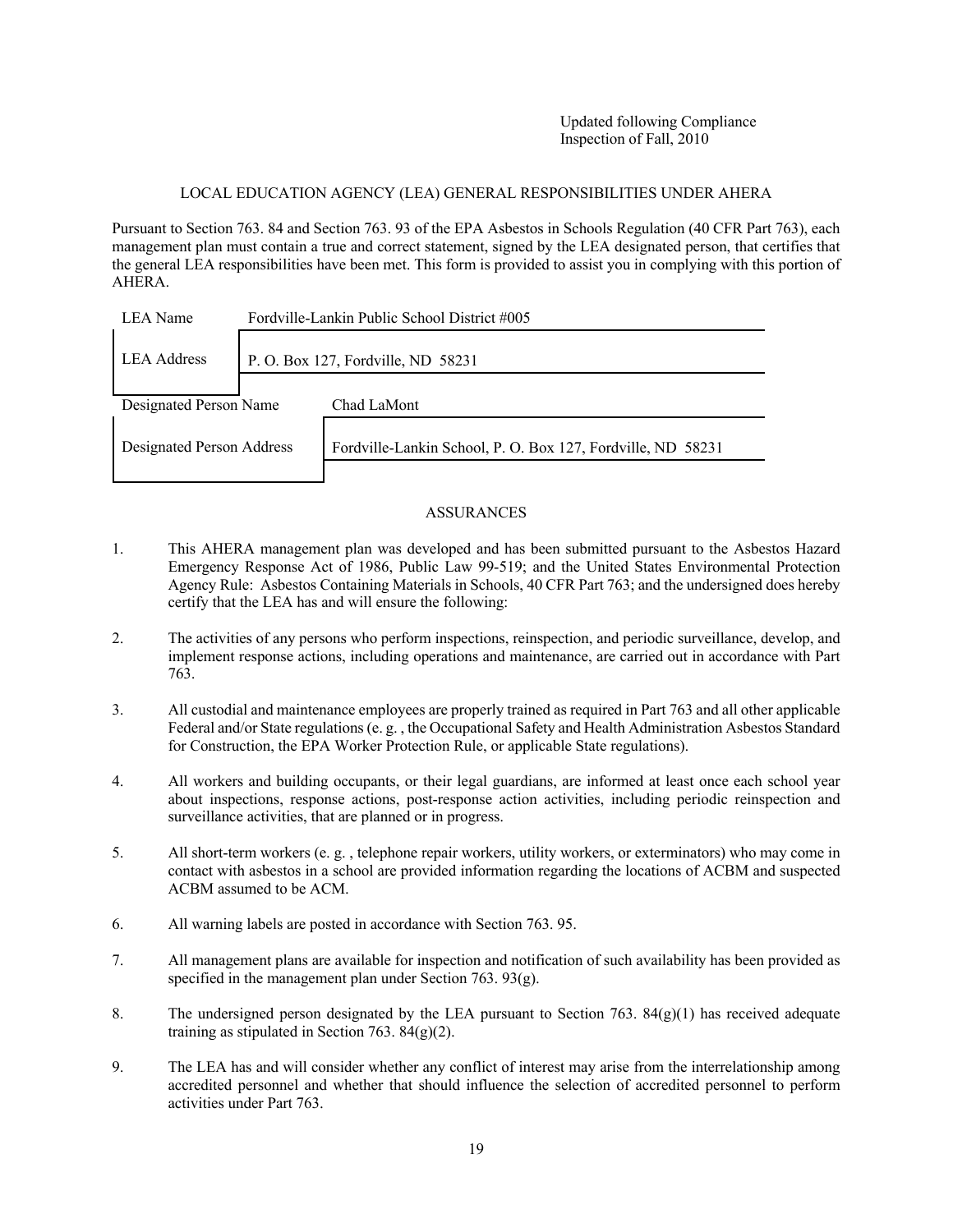Updated following Compliance
Inspection of Fall, 2010

## LOCAL EDUCATION AGENCY (LEA) GENERAL RESPONSIBILITIES UNDER AHERA

Pursuant to Section 763. 84 and Section 763. 93 of the EPA Asbestos in Schools Regulation (40 CFR Part 763), each management plan must contain a true and correct statement, signed by the LEA designated person, that certifies that the general LEA responsibilities have been met. This form is provided to assist you in complying with this portion of AHERA.

| | |
|---|---|
| LEA Name | Fordville-Lankin Public School District #005 |
| LEA Address | P. O. Box 127, Fordville, ND 58231 |
| Designated Person Name | Chad LaMont |
| Designated Person Address | Fordville-Lankin School, P. O. Box 127, Fordville, ND 58231 |

### ASSURANCES

1. This AHERA management plan was developed and has been submitted pursuant to the Asbestos Hazard Emergency Response Act of 1986, Public Law 99-519; and the United States Environmental Protection Agency Rule: Asbestos Containing Materials in Schools, 40 CFR Part 763; and the undersigned does hereby certify that the LEA has and will ensure the following:

2. The activities of any persons who perform inspections, reinspection, and periodic surveillance, develop, and implement response actions, including operations and maintenance, are carried out in accordance with Part 763.

3. All custodial and maintenance employees are properly trained as required in Part 763 and all other applicable Federal and/or State regulations (e. g. , the Occupational Safety and Health Administration Asbestos Standard for Construction, the EPA Worker Protection Rule, or applicable State regulations).

4. All workers and building occupants, or their legal guardians, are informed at least once each school year about inspections, response actions, post-response action activities, including periodic reinspection and surveillance activities, that are planned or in progress.

5. All short-term workers (e. g. , telephone repair workers, utility workers, or exterminators) who may come in contact with asbestos in a school are provided information regarding the locations of ACBM and suspected ACBM assumed to be ACM.

6. All warning labels are posted in accordance with Section 763. 95.

7. All management plans are available for inspection and notification of such availability has been provided as specified in the management plan under Section 763. 93(g).

8. The undersigned person designated by the LEA pursuant to Section 763. 84(g)(1) has received adequate training as stipulated in Section 763. 84(g)(2).

9. The LEA has and will consider whether any conflict of interest may arise from the interrelationship among accredited personnel and whether that should influence the selection of accredited personnel to perform activities under Part 763.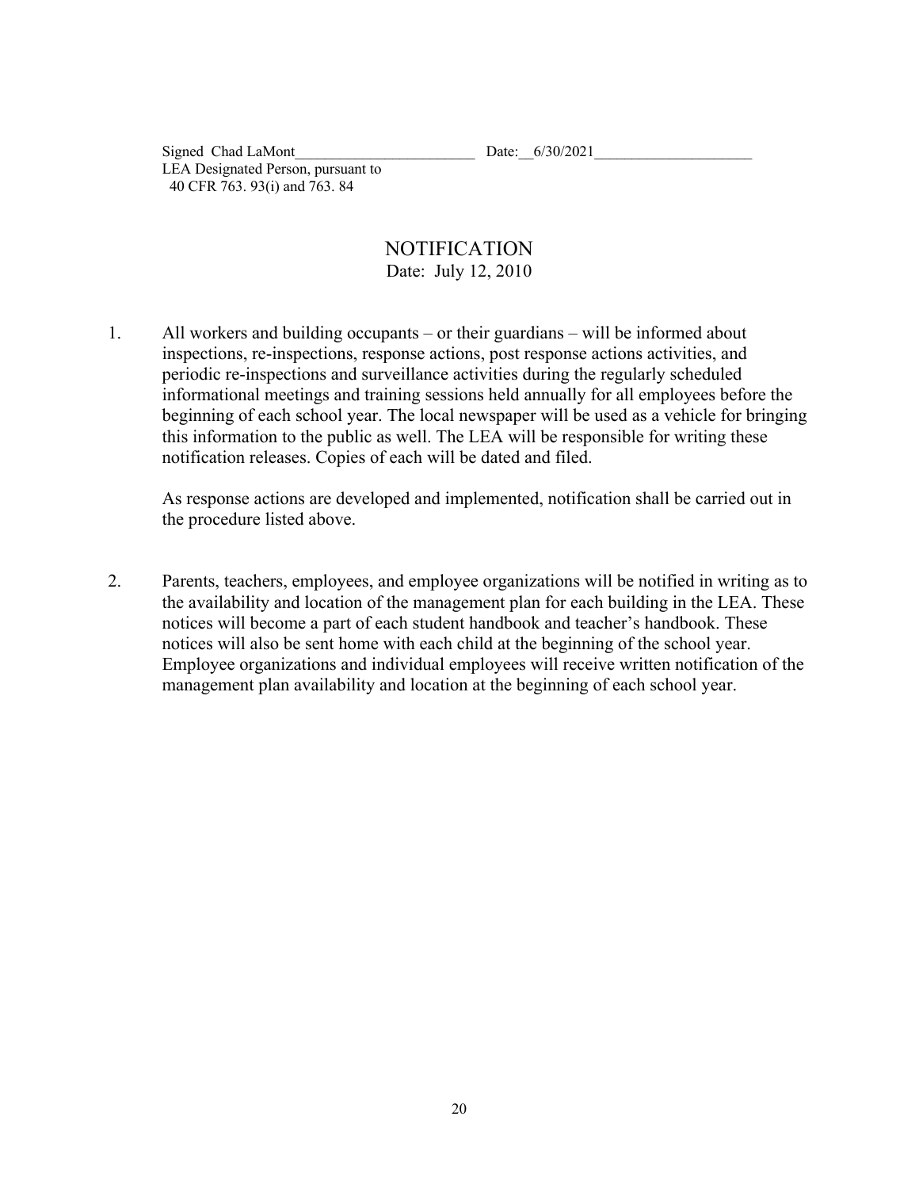Signed Chad LaMont________________________ Date:__6/30/2021_____________________
LEA Designated Person, pursuant to
40 CFR 763. 93(i) and 763. 84

## NOTIFICATION

Date: July 12, 2010

1. All workers and building occupants – or their guardians – will be informed about inspections, re-inspections, response actions, post response actions activities, and periodic re-inspections and surveillance activities during the regularly scheduled informational meetings and training sessions held annually for all employees before the beginning of each school year. The local newspaper will be used as a vehicle for bringing this information to the public as well. The LEA will be responsible for writing these notification releases. Copies of each will be dated and filed.

   As response actions are developed and implemented, notification shall be carried out in the procedure listed above.

2. Parents, teachers, employees, and employee organizations will be notified in writing as to the availability and location of the management plan for each building in the LEA. These notices will become a part of each student handbook and teacher's handbook. These notices will also be sent home with each child at the beginning of the school year. Employee organizations and individual employees will receive written notification of the management plan availability and location at the beginning of each school year.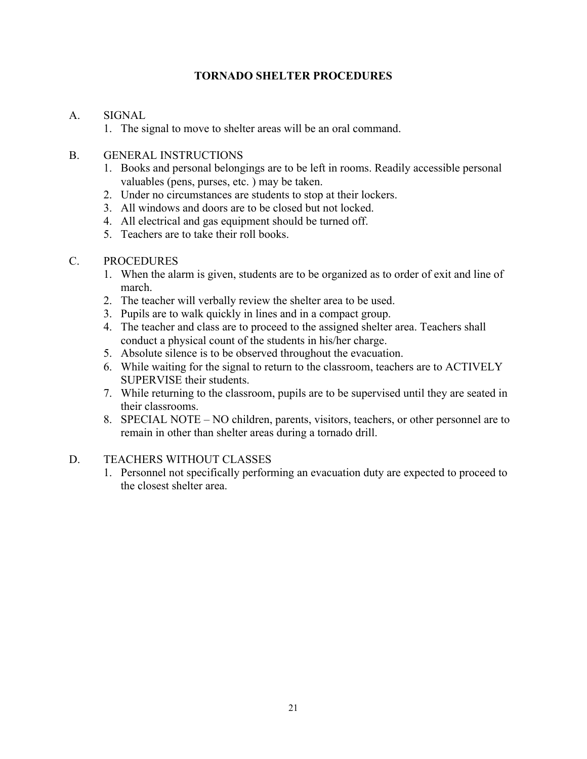# TORNADO SHELTER PROCEDURES

A. SIGNAL

1. The signal to move to shelter areas will be an oral command.

B. GENERAL INSTRUCTIONS

1. Books and personal belongings are to be left in rooms. Readily accessible personal valuables (pens, purses, etc. ) may be taken.
2. Under no circumstances are students to stop at their lockers.
3. All windows and doors are to be closed but not locked.
4. All electrical and gas equipment should be turned off.
5. Teachers are to take their roll books.

C. PROCEDURES

1. When the alarm is given, students are to be organized as to order of exit and line of march.
2. The teacher will verbally review the shelter area to be used.
3. Pupils are to walk quickly in lines and in a compact group.
4. The teacher and class are to proceed to the assigned shelter area. Teachers shall conduct a physical count of the students in his/her charge.
5. Absolute silence is to be observed throughout the evacuation.
6. While waiting for the signal to return to the classroom, teachers are to ACTIVELY SUPERVISE their students.
7. While returning to the classroom, pupils are to be supervised until they are seated in their classrooms.
8. SPECIAL NOTE – NO children, parents, visitors, teachers, or other personnel are to remain in other than shelter areas during a tornado drill.

D. TEACHERS WITHOUT CLASSES

1. Personnel not specifically performing an evacuation duty are expected to proceed to the closest shelter area.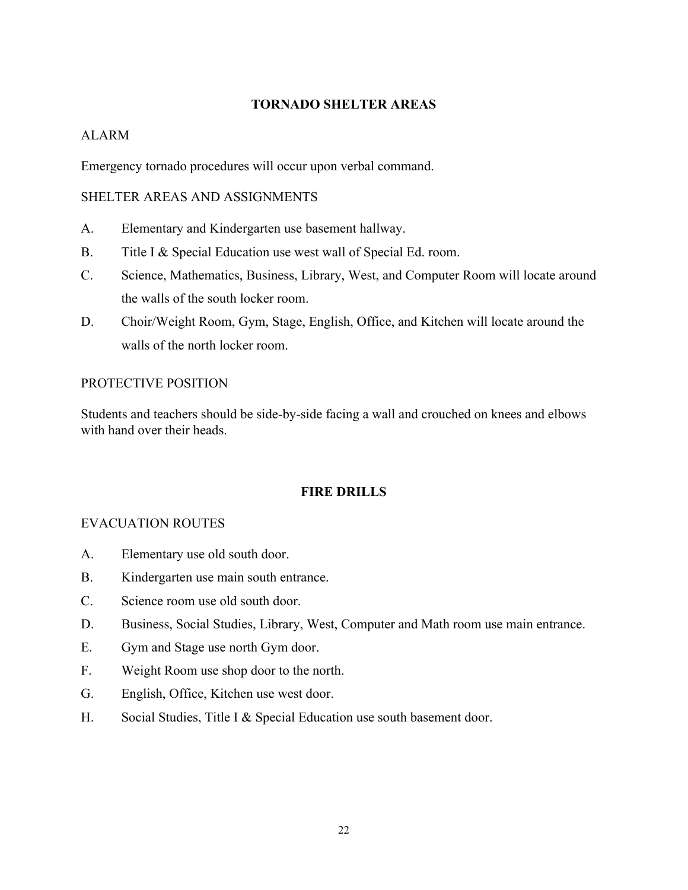## TORNADO SHELTER AREAS

ALARM

Emergency tornado procedures will occur upon verbal command.

SHELTER AREAS AND ASSIGNMENTS

A. Elementary and Kindergarten use basement hallway.

B. Title I & Special Education use west wall of Special Ed. room.

C. Science, Mathematics, Business, Library, West, and Computer Room will locate around the walls of the south locker room.

D. Choir/Weight Room, Gym, Stage, English, Office, and Kitchen will locate around the walls of the north locker room.

PROTECTIVE POSITION

Students and teachers should be side-by-side facing a wall and crouched on knees and elbows with hand over their heads.

## FIRE DRILLS

EVACUATION ROUTES

A. Elementary use old south door.

B. Kindergarten use main south entrance.

C. Science room use old south door.

D. Business, Social Studies, Library, West, Computer and Math room use main entrance.

E. Gym and Stage use north Gym door.

F. Weight Room use shop door to the north.

G. English, Office, Kitchen use west door.

H. Social Studies, Title I & Special Education use south basement door.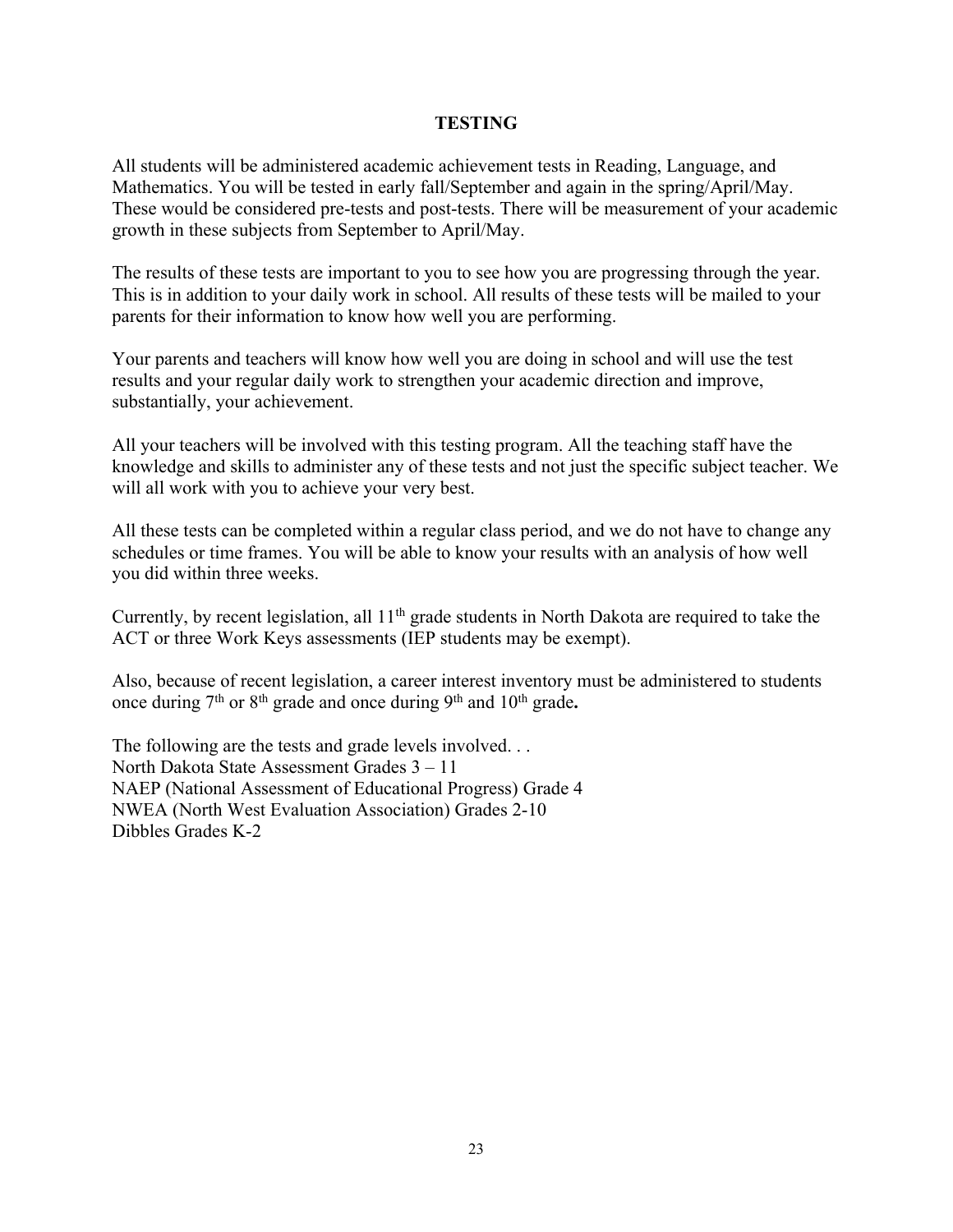## TESTING

All students will be administered academic achievement tests in Reading, Language, and Mathematics. You will be tested in early fall/September and again in the spring/April/May. These would be considered pre-tests and post-tests. There will be measurement of your academic growth in these subjects from September to April/May.

The results of these tests are important to you to see how you are progressing through the year. This is in addition to your daily work in school. All results of these tests will be mailed to your parents for their information to know how well you are performing.

Your parents and teachers will know how well you are doing in school and will use the test results and your regular daily work to strengthen your academic direction and improve, substantially, your achievement.

All your teachers will be involved with this testing program. All the teaching staff have the knowledge and skills to administer any of these tests and not just the specific subject teacher. We will all work with you to achieve your very best.

All these tests can be completed within a regular class period, and we do not have to change any schedules or time frames. You will be able to know your results with an analysis of how well you did within three weeks.

Currently, by recent legislation, all 11th grade students in North Dakota are required to take the ACT or three Work Keys assessments (IEP students may be exempt).

Also, because of recent legislation, a career interest inventory must be administered to students once during 7th or 8th grade and once during 9th and 10th grade**.**

The following are the tests and grade levels involved. . .
North Dakota State Assessment Grades 3 – 11
NAEP (National Assessment of Educational Progress) Grade 4
NWEA (North West Evaluation Association) Grades 2-10
Dibbles Grades K-2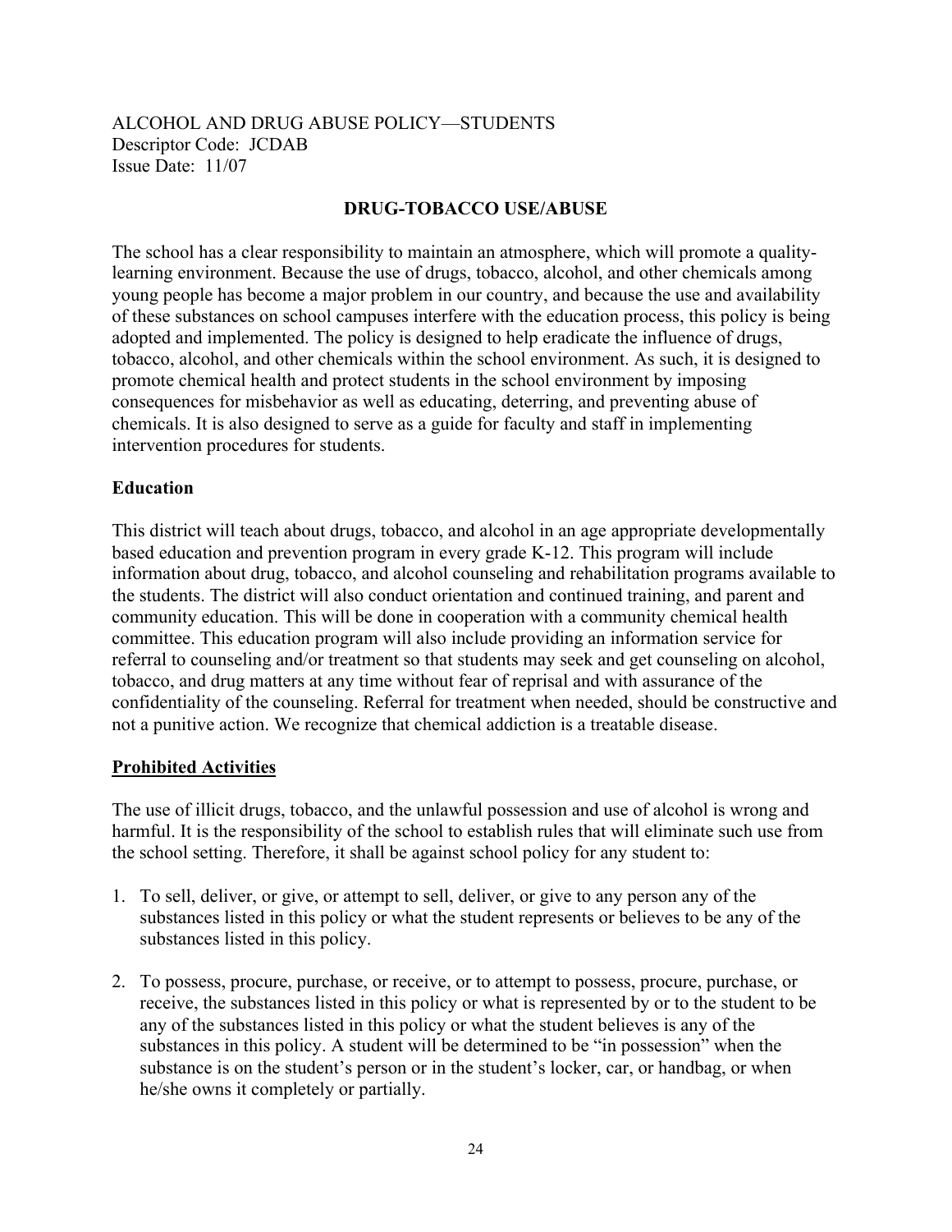ALCOHOL AND DRUG ABUSE POLICY—STUDENTS
Descriptor Code: JCDAB
Issue Date: 11/07

## DRUG-TOBACCO USE/ABUSE

The school has a clear responsibility to maintain an atmosphere, which will promote a quality-learning environment. Because the use of drugs, tobacco, alcohol, and other chemicals among young people has become a major problem in our country, and because the use and availability of these substances on school campuses interfere with the education process, this policy is being adopted and implemented. The policy is designed to help eradicate the influence of drugs, tobacco, alcohol, and other chemicals within the school environment. As such, it is designed to promote chemical health and protect students in the school environment by imposing consequences for misbehavior as well as educating, deterring, and preventing abuse of chemicals. It is also designed to serve as a guide for faculty and staff in implementing intervention procedures for students.

### Education

This district will teach about drugs, tobacco, and alcohol in an age appropriate developmentally based education and prevention program in every grade K-12. This program will include information about drug, tobacco, and alcohol counseling and rehabilitation programs available to the students. The district will also conduct orientation and continued training, and parent and community education. This will be done in cooperation with a community chemical health committee. This education program will also include providing an information service for referral to counseling and/or treatment so that students may seek and get counseling on alcohol, tobacco, and drug matters at any time without fear of reprisal and with assurance of the confidentiality of the counseling. Referral for treatment when needed, should be constructive and not a punitive action. We recognize that chemical addiction is a treatable disease.

### Prohibited Activities

The use of illicit drugs, tobacco, and the unlawful possession and use of alcohol is wrong and harmful. It is the responsibility of the school to establish rules that will eliminate such use from the school setting. Therefore, it shall be against school policy for any student to:

1. To sell, deliver, or give, or attempt to sell, deliver, or give to any person any of the substances listed in this policy or what the student represents or believes to be any of the substances listed in this policy.

2. To possess, procure, purchase, or receive, or to attempt to possess, procure, purchase, or receive, the substances listed in this policy or what is represented by or to the student to be any of the substances listed in this policy or what the student believes is any of the substances in this policy. A student will be determined to be "in possession" when the substance is on the student's person or in the student's locker, car, or handbag, or when he/she owns it completely or partially.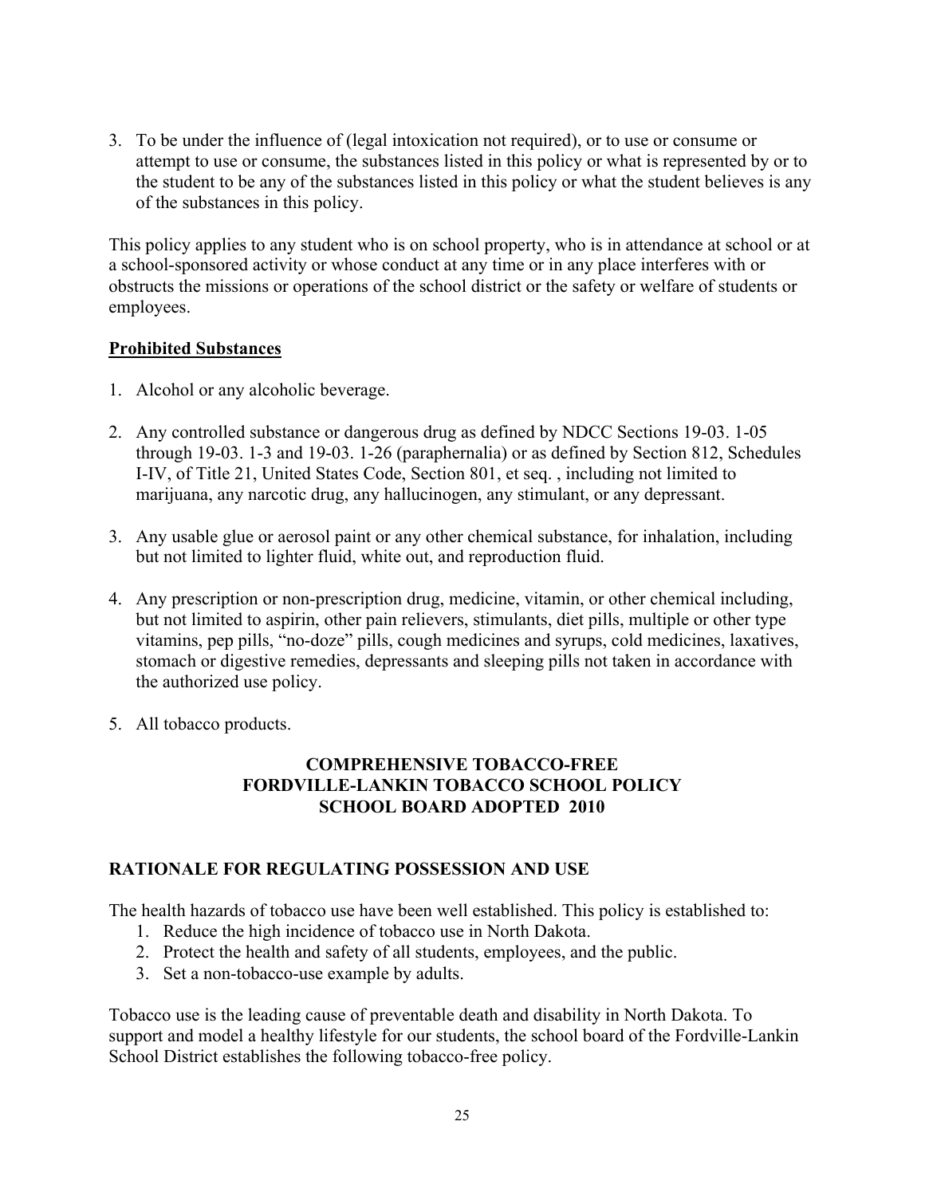3. To be under the influence of (legal intoxication not required), or to use or consume or attempt to use or consume, the substances listed in this policy or what is represented by or to the student to be any of the substances listed in this policy or what the student believes is any of the substances in this policy.

This policy applies to any student who is on school property, who is in attendance at school or at a school-sponsored activity or whose conduct at any time or in any place interferes with or obstructs the missions or operations of the school district or the safety or welfare of students or employees.

**<u>Prohibited Substances</u>**

1. Alcohol or any alcoholic beverage.

2. Any controlled substance or dangerous drug as defined by NDCC Sections 19-03. 1-05 through 19-03. 1-3 and 19-03. 1-26 (paraphernalia) or as defined by Section 812, Schedules I-IV, of Title 21, United States Code, Section 801, et seq. , including not limited to marijuana, any narcotic drug, any hallucinogen, any stimulant, or any depressant.

3. Any usable glue or aerosol paint or any other chemical substance, for inhalation, including but not limited to lighter fluid, white out, and reproduction fluid.

4. Any prescription or non-prescription drug, medicine, vitamin, or other chemical including, but not limited to aspirin, other pain relievers, stimulants, diet pills, multiple or other type vitamins, pep pills, "no-doze" pills, cough medicines and syrups, cold medicines, laxatives, stomach or digestive remedies, depressants and sleeping pills not taken in accordance with the authorized use policy.

5. All tobacco products.

## COMPREHENSIVE TOBACCO-FREE FORDVILLE-LANKIN TOBACCO SCHOOL POLICY SCHOOL BOARD ADOPTED 2010

### RATIONALE FOR REGULATING POSSESSION AND USE

The health hazards of tobacco use have been well established. This policy is established to:

1. Reduce the high incidence of tobacco use in North Dakota.
2. Protect the health and safety of all students, employees, and the public.
3. Set a non-tobacco-use example by adults.

Tobacco use is the leading cause of preventable death and disability in North Dakota. To support and model a healthy lifestyle for our students, the school board of the Fordville-Lankin School District establishes the following tobacco-free policy.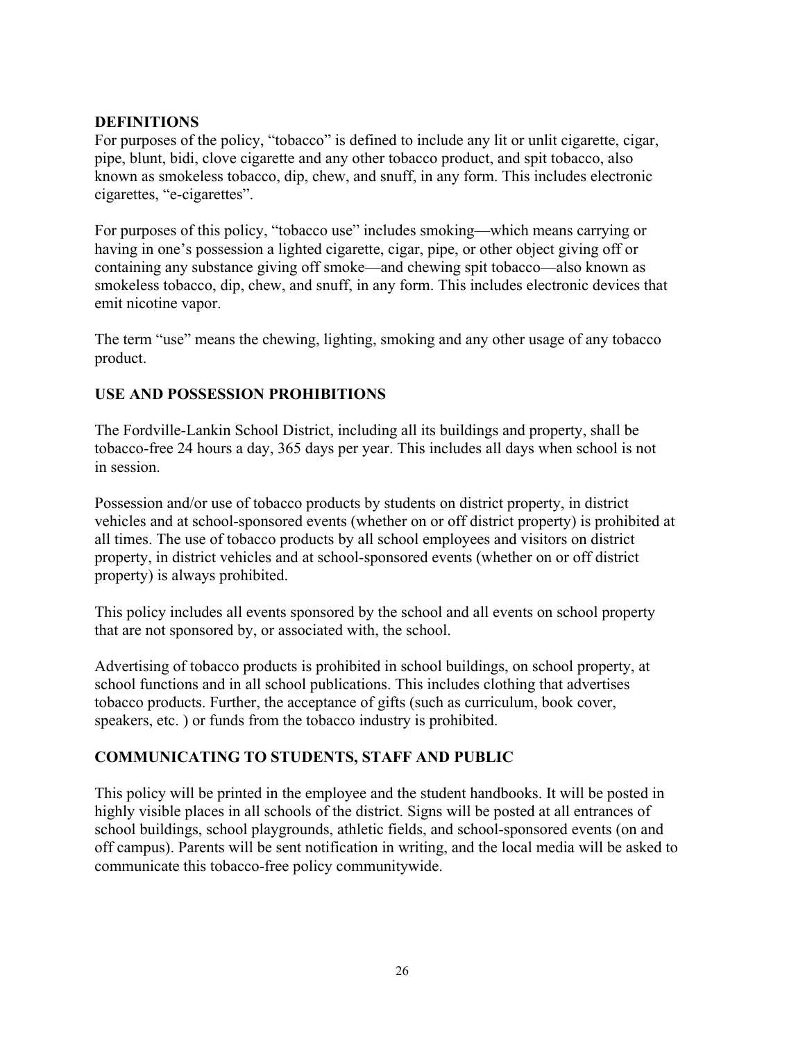## DEFINITIONS

For purposes of the policy, "tobacco" is defined to include any lit or unlit cigarette, cigar, pipe, blunt, bidi, clove cigarette and any other tobacco product, and spit tobacco, also known as smokeless tobacco, dip, chew, and snuff, in any form. This includes electronic cigarettes, "e-cigarettes".

For purposes of this policy, "tobacco use" includes smoking—which means carrying or having in one's possession a lighted cigarette, cigar, pipe, or other object giving off or containing any substance giving off smoke—and chewing spit tobacco—also known as smokeless tobacco, dip, chew, and snuff, in any form. This includes electronic devices that emit nicotine vapor.

The term "use" means the chewing, lighting, smoking and any other usage of any tobacco product.

## USE AND POSSESSION PROHIBITIONS

The Fordville-Lankin School District, including all its buildings and property, shall be tobacco-free 24 hours a day, 365 days per year. This includes all days when school is not in session.

Possession and/or use of tobacco products by students on district property, in district vehicles and at school-sponsored events (whether on or off district property) is prohibited at all times. The use of tobacco products by all school employees and visitors on district property, in district vehicles and at school-sponsored events (whether on or off district property) is always prohibited.

This policy includes all events sponsored by the school and all events on school property that are not sponsored by, or associated with, the school.

Advertising of tobacco products is prohibited in school buildings, on school property, at school functions and in all school publications. This includes clothing that advertises tobacco products. Further, the acceptance of gifts (such as curriculum, book cover, speakers, etc. ) or funds from the tobacco industry is prohibited.

## COMMUNICATING TO STUDENTS, STAFF AND PUBLIC

This policy will be printed in the employee and the student handbooks. It will be posted in highly visible places in all schools of the district. Signs will be posted at all entrances of school buildings, school playgrounds, athletic fields, and school-sponsored events (on and off campus). Parents will be sent notification in writing, and the local media will be asked to communicate this tobacco-free policy communitywide.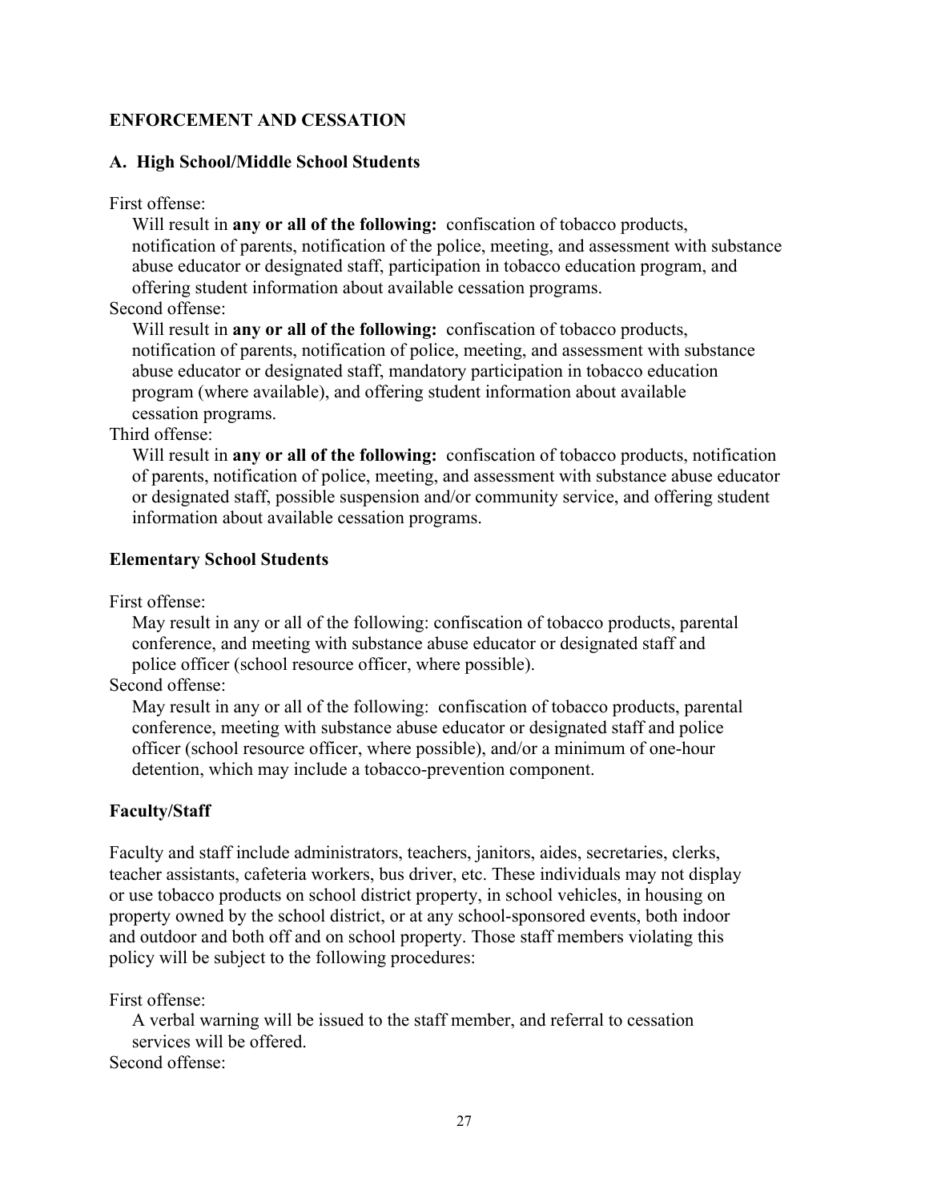## ENFORCEMENT AND CESSATION

### A. High School/Middle School Students

First offense:

Will result in **any or all of the following:** confiscation of tobacco products, notification of parents, notification of the police, meeting, and assessment with substance abuse educator or designated staff, participation in tobacco education program, and offering student information about available cessation programs.

Second offense:

Will result in **any or all of the following:** confiscation of tobacco products, notification of parents, notification of police, meeting, and assessment with substance abuse educator or designated staff, mandatory participation in tobacco education program (where available), and offering student information about available cessation programs.

Third offense:

Will result in **any or all of the following:** confiscation of tobacco products, notification of parents, notification of police, meeting, and assessment with substance abuse educator or designated staff, possible suspension and/or community service, and offering student information about available cessation programs.

### Elementary School Students

First offense:

May result in any or all of the following: confiscation of tobacco products, parental conference, and meeting with substance abuse educator or designated staff and police officer (school resource officer, where possible).

Second offense:

May result in any or all of the following: confiscation of tobacco products, parental conference, meeting with substance abuse educator or designated staff and police officer (school resource officer, where possible), and/or a minimum of one-hour detention, which may include a tobacco-prevention component.

### Faculty/Staff

Faculty and staff include administrators, teachers, janitors, aides, secretaries, clerks, teacher assistants, cafeteria workers, bus driver, etc. These individuals may not display or use tobacco products on school district property, in school vehicles, in housing on property owned by the school district, or at any school-sponsored events, both indoor and outdoor and both off and on school property. Those staff members violating this policy will be subject to the following procedures:

First offense:

A verbal warning will be issued to the staff member, and referral to cessation services will be offered.

Second offense: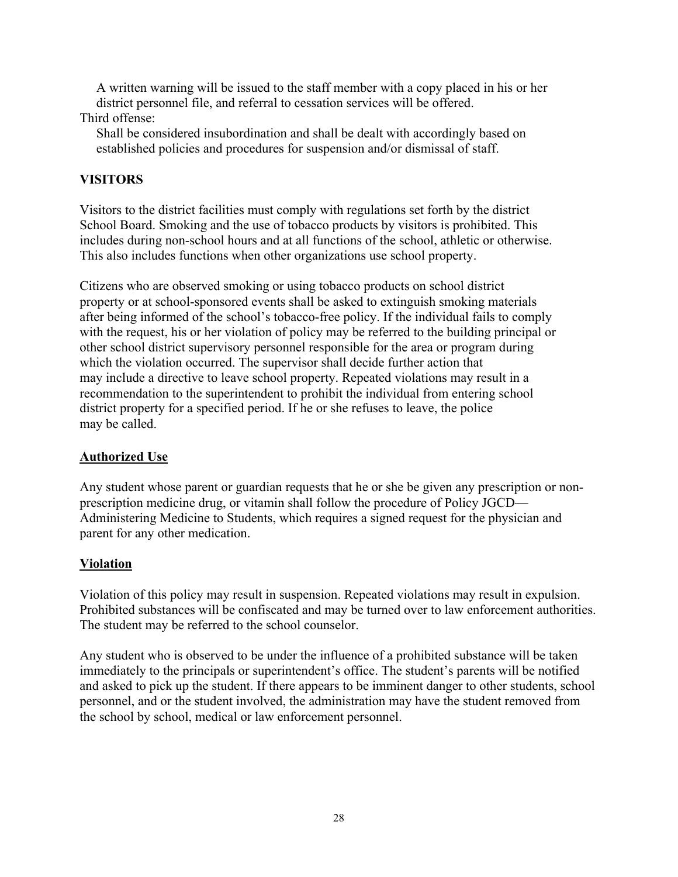A written warning will be issued to the staff member with a copy placed in his or her district personnel file, and referral to cessation services will be offered.

Third offense:

Shall be considered insubordination and shall be dealt with accordingly based on established policies and procedures for suspension and/or dismissal of staff.

**VISITORS**

Visitors to the district facilities must comply with regulations set forth by the district School Board. Smoking and the use of tobacco products by visitors is prohibited. This includes during non-school hours and at all functions of the school, athletic or otherwise. This also includes functions when other organizations use school property.

Citizens who are observed smoking or using tobacco products on school district property or at school-sponsored events shall be asked to extinguish smoking materials after being informed of the school's tobacco-free policy. If the individual fails to comply with the request, his or her violation of policy may be referred to the building principal or other school district supervisory personnel responsible for the area or program during which the violation occurred. The supervisor shall decide further action that may include a directive to leave school property. Repeated violations may result in a recommendation to the superintendent to prohibit the individual from entering school district property for a specified period. If he or she refuses to leave, the police may be called.

**<u>Authorized Use</u>**

Any student whose parent or guardian requests that he or she be given any prescription or non-prescription medicine drug, or vitamin shall follow the procedure of Policy JGCD—Administering Medicine to Students, which requires a signed request for the physician and parent for any other medication.

**<u>Violation</u>**

Violation of this policy may result in suspension. Repeated violations may result in expulsion. Prohibited substances will be confiscated and may be turned over to law enforcement authorities. The student may be referred to the school counselor.

Any student who is observed to be under the influence of a prohibited substance will be taken immediately to the principals or superintendent's office. The student's parents will be notified and asked to pick up the student. If there appears to be imminent danger to other students, school personnel, and or the student involved, the administration may have the student removed from the school by school, medical or law enforcement personnel.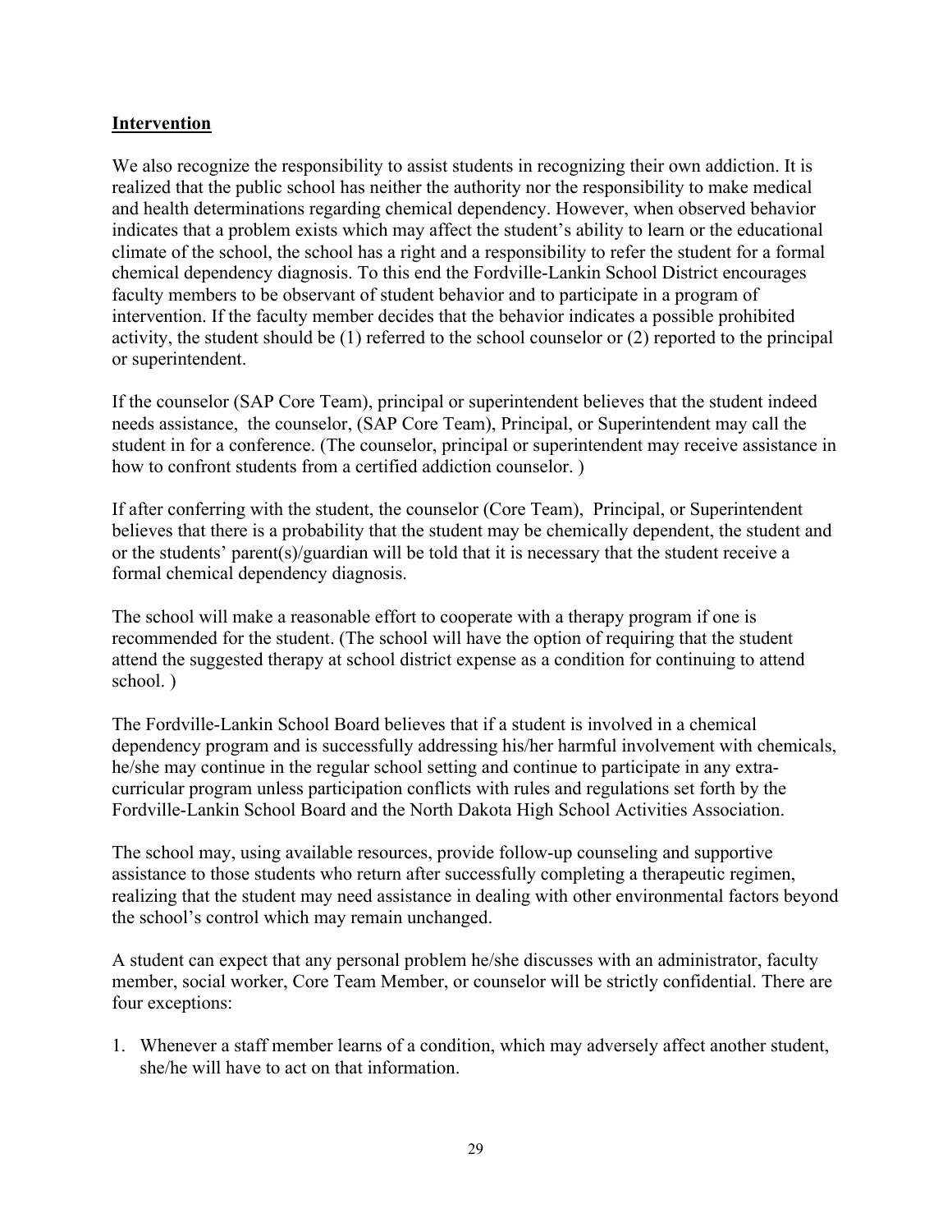## **Intervention**

We also recognize the responsibility to assist students in recognizing their own addiction. It is realized that the public school has neither the authority nor the responsibility to make medical and health determinations regarding chemical dependency. However, when observed behavior indicates that a problem exists which may affect the student's ability to learn or the educational climate of the school, the school has a right and a responsibility to refer the student for a formal chemical dependency diagnosis. To this end the Fordville-Lankin School District encourages faculty members to be observant of student behavior and to participate in a program of intervention. If the faculty member decides that the behavior indicates a possible prohibited activity, the student should be (1) referred to the school counselor or (2) reported to the principal or superintendent.

If the counselor (SAP Core Team), principal or superintendent believes that the student indeed needs assistance, the counselor, (SAP Core Team), Principal, or Superintendent may call the student in for a conference. (The counselor, principal or superintendent may receive assistance in how to confront students from a certified addiction counselor. )

If after conferring with the student, the counselor (Core Team), Principal, or Superintendent believes that there is a probability that the student may be chemically dependent, the student and or the students' parent(s)/guardian will be told that it is necessary that the student receive a formal chemical dependency diagnosis.

The school will make a reasonable effort to cooperate with a therapy program if one is recommended for the student. (The school will have the option of requiring that the student attend the suggested therapy at school district expense as a condition for continuing to attend school. )

The Fordville-Lankin School Board believes that if a student is involved in a chemical dependency program and is successfully addressing his/her harmful involvement with chemicals, he/she may continue in the regular school setting and continue to participate in any extra-curricular program unless participation conflicts with rules and regulations set forth by the Fordville-Lankin School Board and the North Dakota High School Activities Association.

The school may, using available resources, provide follow-up counseling and supportive assistance to those students who return after successfully completing a therapeutic regimen, realizing that the student may need assistance in dealing with other environmental factors beyond the school's control which may remain unchanged.

A student can expect that any personal problem he/she discusses with an administrator, faculty member, social worker, Core Team Member, or counselor will be strictly confidential. There are four exceptions:

1. Whenever a staff member learns of a condition, which may adversely affect another student, she/he will have to act on that information.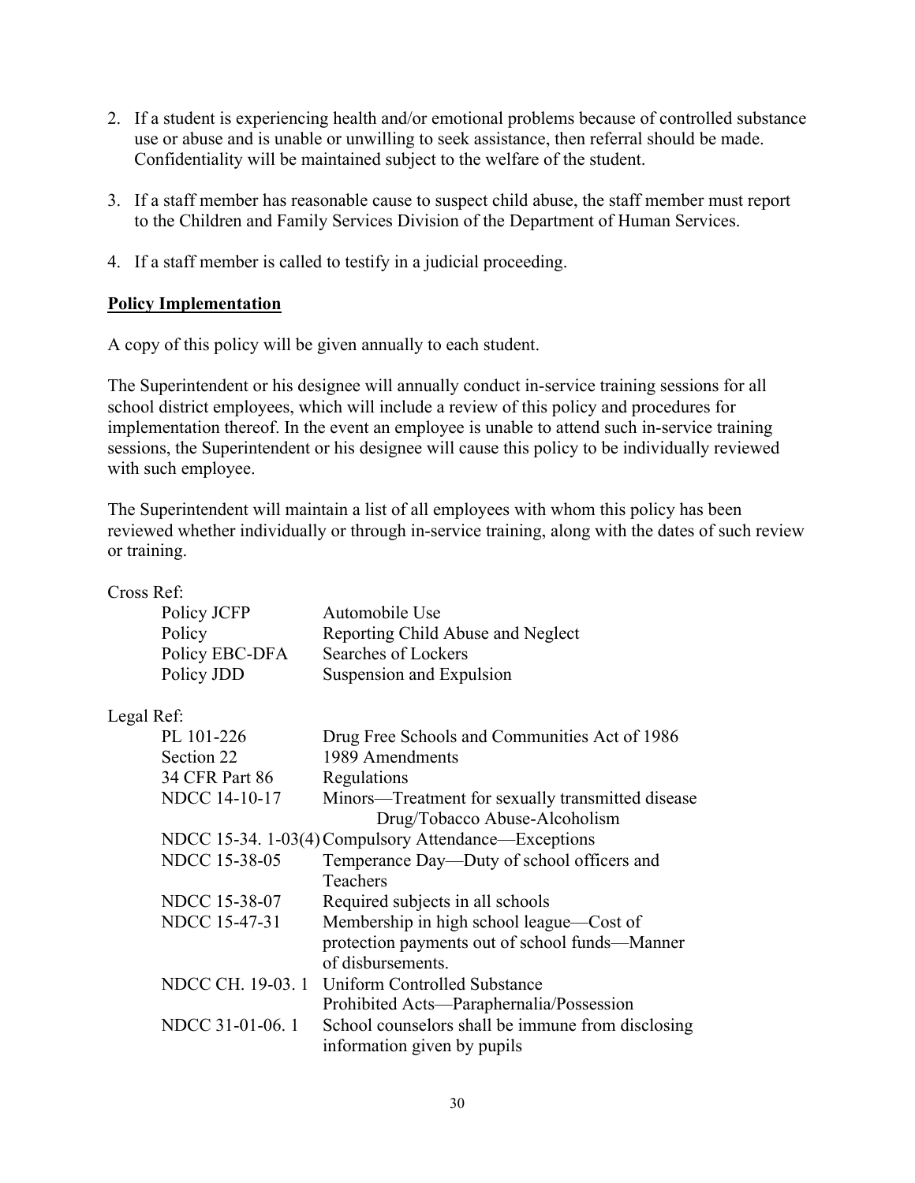2. If a student is experiencing health and/or emotional problems because of controlled substance use or abuse and is unable or unwilling to seek assistance, then referral should be made. Confidentiality will be maintained subject to the welfare of the student.

3. If a staff member has reasonable cause to suspect child abuse, the staff member must report to the Children and Family Services Division of the Department of Human Services.

4. If a staff member is called to testify in a judicial proceeding.

**Policy Implementation**

A copy of this policy will be given annually to each student.

The Superintendent or his designee will annually conduct in-service training sessions for all school district employees, which will include a review of this policy and procedures for implementation thereof. In the event an employee is unable to attend such in-service training sessions, the Superintendent or his designee will cause this policy to be individually reviewed with such employee.

The Superintendent will maintain a list of all employees with whom this policy has been reviewed whether individually or through in-service training, along with the dates of such review or training.

Cross Ref:

| | |
|---|---|
| Policy JCFP | Automobile Use |
| Policy | Reporting Child Abuse and Neglect |
| Policy EBC-DFA | Searches of Lockers |
| Policy JDD | Suspension and Expulsion |

Legal Ref:

| | |
|---|---|
| PL 101-226 | Drug Free Schools and Communities Act of 1986 |
| Section 22 | 1989 Amendments |
| 34 CFR Part 86 | Regulations |
| NDCC 14-10-17 | Minors—Treatment for sexually transmitted disease Drug/Tobacco Abuse-Alcoholism |
| NDCC 15-34. 1-03(4) | Compulsory Attendance—Exceptions |
| NDCC 15-38-05 | Temperance Day—Duty of school officers and Teachers |
| NDCC 15-38-07 | Required subjects in all schools |
| NDCC 15-47-31 | Membership in high school league—Cost of protection payments out of school funds—Manner of disbursements. |
| NDCC CH. 19-03. 1 | Uniform Controlled Substance Prohibited Acts—Paraphernalia/Possession |
| NDCC 31-01-06. 1 | School counselors shall be immune from disclosing information given by pupils |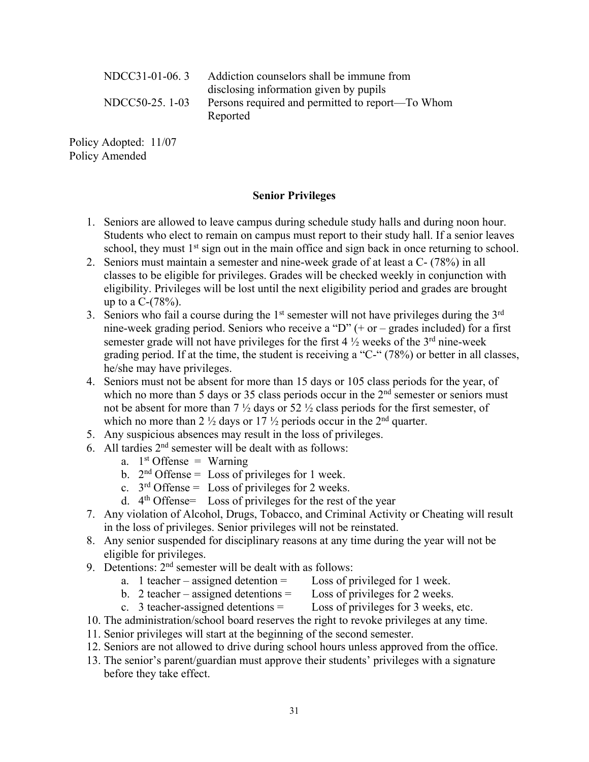| | |
|---|---|
| NDCC31-01-06. 3 | Addiction counselors shall be immune from disclosing information given by pupils |
| NDCC50-25. 1-03 | Persons required and permitted to report—To Whom Reported |

Policy Adopted: 11/07
Policy Amended

**Senior Privileges**

1. Seniors are allowed to leave campus during schedule study halls and during noon hour. Students who elect to remain on campus must report to their study hall. If a senior leaves school, they must 1st sign out in the main office and sign back in once returning to school.
2. Seniors must maintain a semester and nine-week grade of at least a C- (78%) in all classes to be eligible for privileges. Grades will be checked weekly in conjunction with eligibility. Privileges will be lost until the next eligibility period and grades are brought up to a C-(78%).
3. Seniors who fail a course during the 1st semester will not have privileges during the 3rd nine-week grading period. Seniors who receive a "D" (+ or – grades included) for a first semester grade will not have privileges for the first 4 ½ weeks of the 3rd nine-week grading period. If at the time, the student is receiving a "C-" (78%) or better in all classes, he/she may have privileges.
4. Seniors must not be absent for more than 15 days or 105 class periods for the year, of which no more than 5 days or 35 class periods occur in the 2nd semester or seniors must not be absent for more than 7 ½ days or 52 ½ class periods for the first semester, of which no more than 2 ½ days or 17 ½ periods occur in the 2nd quarter.
5. Any suspicious absences may result in the loss of privileges.
6. All tardies 2nd semester will be dealt with as follows:
   a. 1st Offense = Warning
   b. 2nd Offense = Loss of privileges for 1 week.
   c. 3rd Offense = Loss of privileges for 2 weeks.
   d. 4th Offense= Loss of privileges for the rest of the year
7. Any violation of Alcohol, Drugs, Tobacco, and Criminal Activity or Cheating will result in the loss of privileges. Senior privileges will not be reinstated.
8. Any senior suspended for disciplinary reasons at any time during the year will not be eligible for privileges.
9. Detentions: 2nd semester will be dealt with as follows:
   a. 1 teacher – assigned detention = Loss of privileged for 1 week.
   b. 2 teacher – assigned detentions = Loss of privileges for 2 weeks.
   c. 3 teacher-assigned detentions = Loss of privileges for 3 weeks, etc.
10. The administration/school board reserves the right to revoke privileges at any time.
11. Senior privileges will start at the beginning of the second semester.
12. Seniors are not allowed to drive during school hours unless approved from the office.
13. The senior's parent/guardian must approve their students' privileges with a signature before they take effect.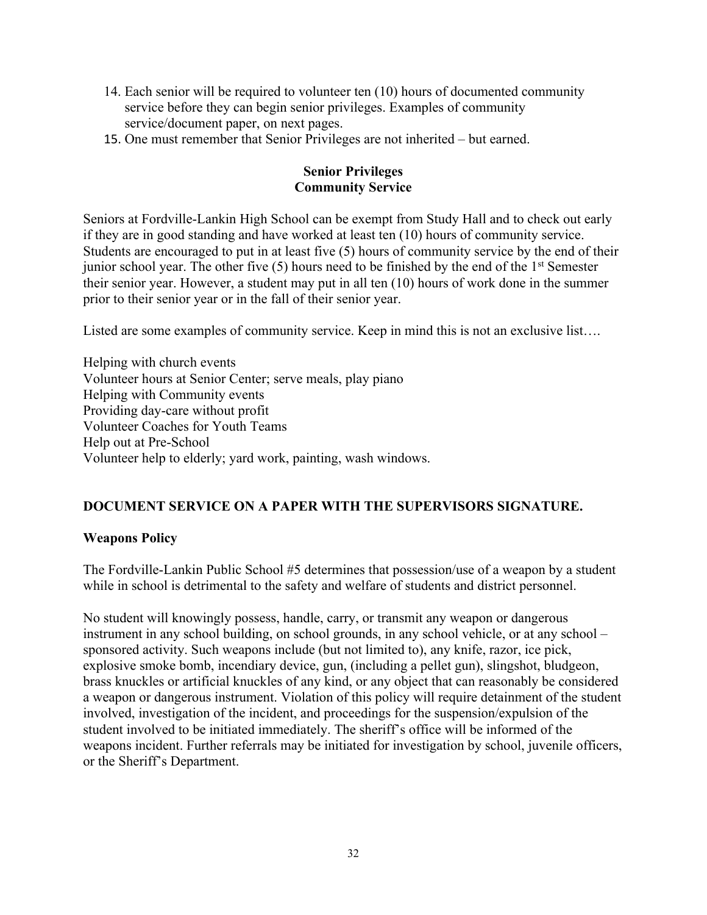14. Each senior will be required to volunteer ten (10) hours of documented community service before they can begin senior privileges. Examples of community service/document paper, on next pages.
15. One must remember that Senior Privileges are not inherited – but earned.

**Senior Privileges**
**Community Service**

Seniors at Fordville-Lankin High School can be exempt from Study Hall and to check out early if they are in good standing and have worked at least ten (10) hours of community service. Students are encouraged to put in at least five (5) hours of community service by the end of their junior school year. The other five (5) hours need to be finished by the end of the 1st Semester their senior year. However, a student may put in all ten (10) hours of work done in the summer prior to their senior year or in the fall of their senior year.

Listed are some examples of community service. Keep in mind this is not an exclusive list….

Helping with church events
Volunteer hours at Senior Center; serve meals, play piano
Helping with Community events
Providing day-care without profit
Volunteer Coaches for Youth Teams
Help out at Pre-School
Volunteer help to elderly; yard work, painting, wash windows.

**DOCUMENT SERVICE ON A PAPER WITH THE SUPERVISORS SIGNATURE.**

**Weapons Policy**

The Fordville-Lankin Public School #5 determines that possession/use of a weapon by a student while in school is detrimental to the safety and welfare of students and district personnel.

No student will knowingly possess, handle, carry, or transmit any weapon or dangerous instrument in any school building, on school grounds, in any school vehicle, or at any school – sponsored activity. Such weapons include (but not limited to), any knife, razor, ice pick, explosive smoke bomb, incendiary device, gun, (including a pellet gun), slingshot, bludgeon, brass knuckles or artificial knuckles of any kind, or any object that can reasonably be considered a weapon or dangerous instrument. Violation of this policy will require detainment of the student involved, investigation of the incident, and proceedings for the suspension/expulsion of the student involved to be initiated immediately. The sheriff's office will be informed of the weapons incident. Further referrals may be initiated for investigation by school, juvenile officers, or the Sheriff's Department.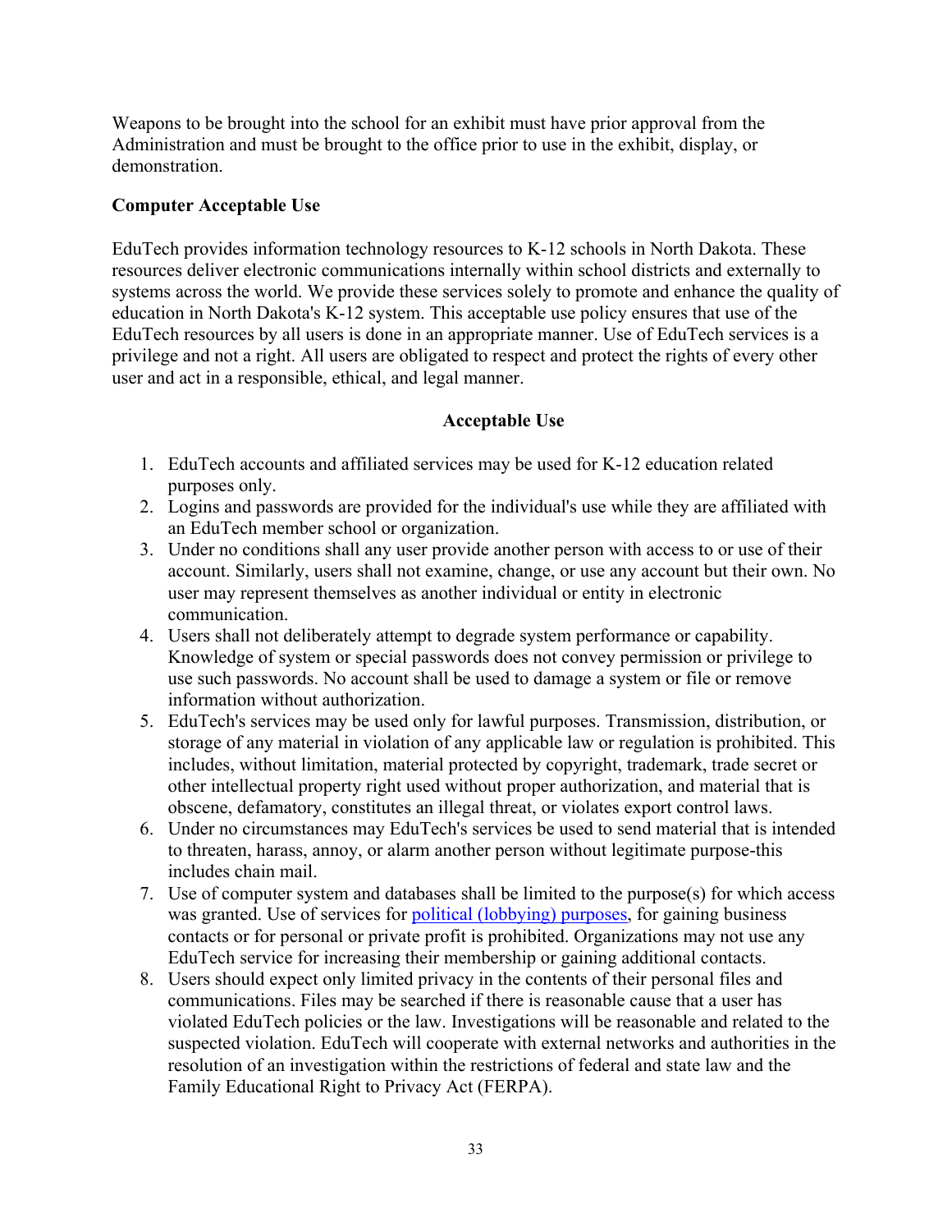Weapons to be brought into the school for an exhibit must have prior approval from the Administration and must be brought to the office prior to use in the exhibit, display, or demonstration.

## Computer Acceptable Use

EduTech provides information technology resources to K-12 schools in North Dakota. These resources deliver electronic communications internally within school districts and externally to systems across the world. We provide these services solely to promote and enhance the quality of education in North Dakota's K-12 system. This acceptable use policy ensures that use of the EduTech resources by all users is done in an appropriate manner. Use of EduTech services is a privilege and not a right. All users are obligated to respect and protect the rights of every other user and act in a responsible, ethical, and legal manner.

### Acceptable Use

1. EduTech accounts and affiliated services may be used for K-12 education related purposes only.
2. Logins and passwords are provided for the individual's use while they are affiliated with an EduTech member school or organization.
3. Under no conditions shall any user provide another person with access to or use of their account. Similarly, users shall not examine, change, or use any account but their own. No user may represent themselves as another individual or entity in electronic communication.
4. Users shall not deliberately attempt to degrade system performance or capability. Knowledge of system or special passwords does not convey permission or privilege to use such passwords. No account shall be used to damage a system or file or remove information without authorization.
5. EduTech's services may be used only for lawful purposes. Transmission, distribution, or storage of any material in violation of any applicable law or regulation is prohibited. This includes, without limitation, material protected by copyright, trademark, trade secret or other intellectual property right used without proper authorization, and material that is obscene, defamatory, constitutes an illegal threat, or violates export control laws.
6. Under no circumstances may EduTech's services be used to send material that is intended to threaten, harass, annoy, or alarm another person without legitimate purpose-this includes chain mail.
7. Use of computer system and databases shall be limited to the purpose(s) for which access was granted. Use of services for political (lobbying) purposes, for gaining business contacts or for personal or private profit is prohibited. Organizations may not use any EduTech service for increasing their membership or gaining additional contacts.
8. Users should expect only limited privacy in the contents of their personal files and communications. Files may be searched if there is reasonable cause that a user has violated EduTech policies or the law. Investigations will be reasonable and related to the suspected violation. EduTech will cooperate with external networks and authorities in the resolution of an investigation within the restrictions of federal and state law and the Family Educational Right to Privacy Act (FERPA).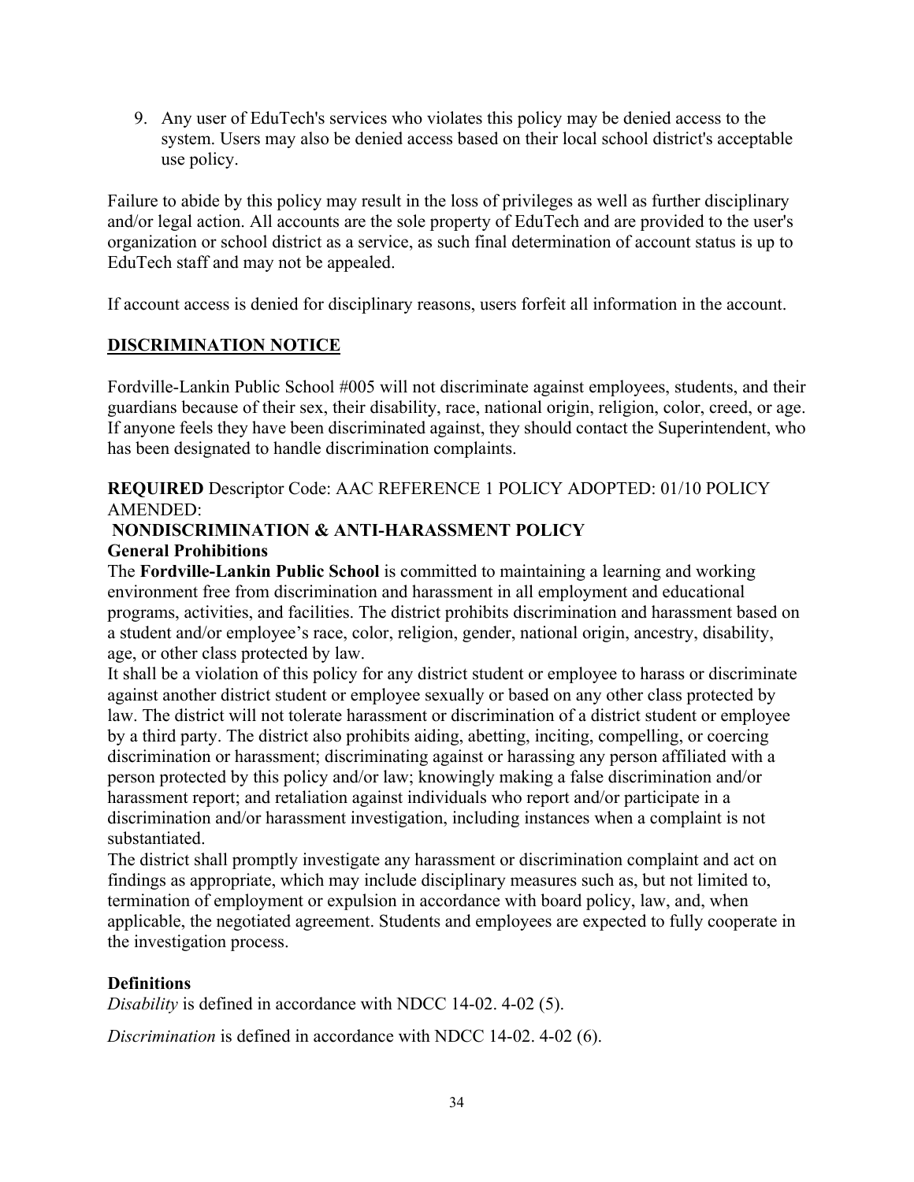9. Any user of EduTech's services who violates this policy may be denied access to the system. Users may also be denied access based on their local school district's acceptable use policy.

Failure to abide by this policy may result in the loss of privileges as well as further disciplinary and/or legal action. All accounts are the sole property of EduTech and are provided to the user's organization or school district as a service, as such final determination of account status is up to EduTech staff and may not be appealed.

If account access is denied for disciplinary reasons, users forfeit all information in the account.

## DISCRIMINATION NOTICE

Fordville-Lankin Public School #005 will not discriminate against employees, students, and their guardians because of their sex, their disability, race, national origin, religion, color, creed, or age. If anyone feels they have been discriminated against, they should contact the Superintendent, who has been designated to handle discrimination complaints.

**REQUIRED** Descriptor Code: AAC REFERENCE 1 POLICY ADOPTED: 01/10 POLICY AMENDED:

**NONDISCRIMINATION & ANTI-HARASSMENT POLICY**

**General Prohibitions**

The **Fordville-Lankin Public School** is committed to maintaining a learning and working environment free from discrimination and harassment in all employment and educational programs, activities, and facilities. The district prohibits discrimination and harassment based on a student and/or employee's race, color, religion, gender, national origin, ancestry, disability, age, or other class protected by law.

It shall be a violation of this policy for any district student or employee to harass or discriminate against another district student or employee sexually or based on any other class protected by law. The district will not tolerate harassment or discrimination of a district student or employee by a third party. The district also prohibits aiding, abetting, inciting, compelling, or coercing discrimination or harassment; discriminating against or harassing any person affiliated with a person protected by this policy and/or law; knowingly making a false discrimination and/or harassment report; and retaliation against individuals who report and/or participate in a discrimination and/or harassment investigation, including instances when a complaint is not substantiated.

The district shall promptly investigate any harassment or discrimination complaint and act on findings as appropriate, which may include disciplinary measures such as, but not limited to, termination of employment or expulsion in accordance with board policy, law, and, when applicable, the negotiated agreement. Students and employees are expected to fully cooperate in the investigation process.

**Definitions**

*Disability* is defined in accordance with NDCC 14-02. 4-02 (5).

*Discrimination* is defined in accordance with NDCC 14-02. 4-02 (6).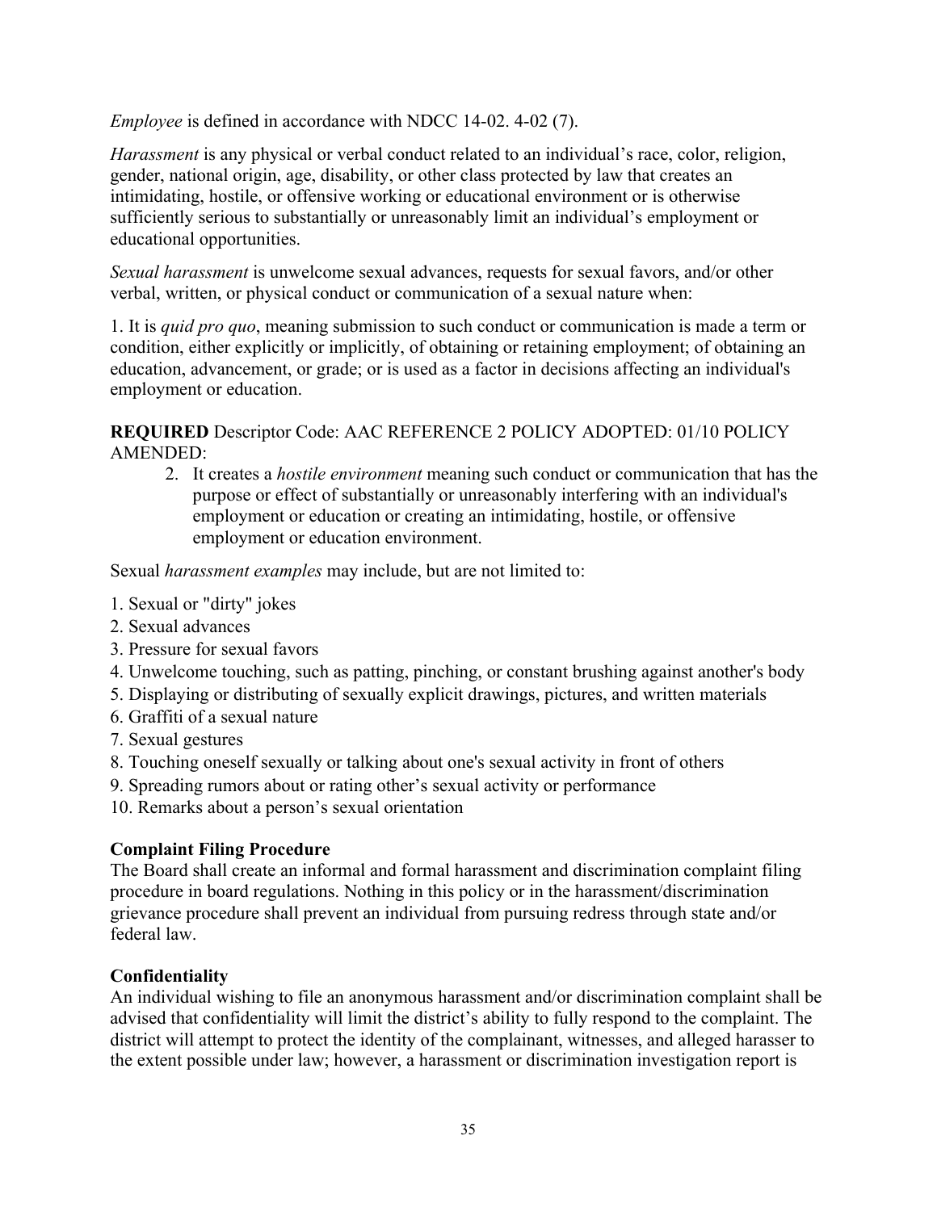*Employee* is defined in accordance with NDCC 14-02. 4-02 (7).

*Harassment* is any physical or verbal conduct related to an individual's race, color, religion, gender, national origin, age, disability, or other class protected by law that creates an intimidating, hostile, or offensive working or educational environment or is otherwise sufficiently serious to substantially or unreasonably limit an individual's employment or educational opportunities.

*Sexual harassment* is unwelcome sexual advances, requests for sexual favors, and/or other verbal, written, or physical conduct or communication of a sexual nature when:

1. It is *quid pro quo*, meaning submission to such conduct or communication is made a term or condition, either explicitly or implicitly, of obtaining or retaining employment; of obtaining an education, advancement, or grade; or is used as a factor in decisions affecting an individual's employment or education.

**REQUIRED** Descriptor Code: AAC REFERENCE 2 POLICY ADOPTED: 01/10 POLICY AMENDED:

2. It creates a *hostile environment* meaning such conduct or communication that has the purpose or effect of substantially or unreasonably interfering with an individual's employment or education or creating an intimidating, hostile, or offensive employment or education environment.

Sexual *harassment examples* may include, but are not limited to:

1. Sexual or "dirty" jokes
2. Sexual advances
3. Pressure for sexual favors
4. Unwelcome touching, such as patting, pinching, or constant brushing against another's body
5. Displaying or distributing of sexually explicit drawings, pictures, and written materials
6. Graffiti of a sexual nature
7. Sexual gestures
8. Touching oneself sexually or talking about one's sexual activity in front of others
9. Spreading rumors about or rating other's sexual activity or performance
10. Remarks about a person's sexual orientation

**Complaint Filing Procedure**

The Board shall create an informal and formal harassment and discrimination complaint filing procedure in board regulations. Nothing in this policy or in the harassment/discrimination grievance procedure shall prevent an individual from pursuing redress through state and/or federal law.

**Confidentiality**

An individual wishing to file an anonymous harassment and/or discrimination complaint shall be advised that confidentiality will limit the district's ability to fully respond to the complaint. The district will attempt to protect the identity of the complainant, witnesses, and alleged harasser to the extent possible under law; however, a harassment or discrimination investigation report is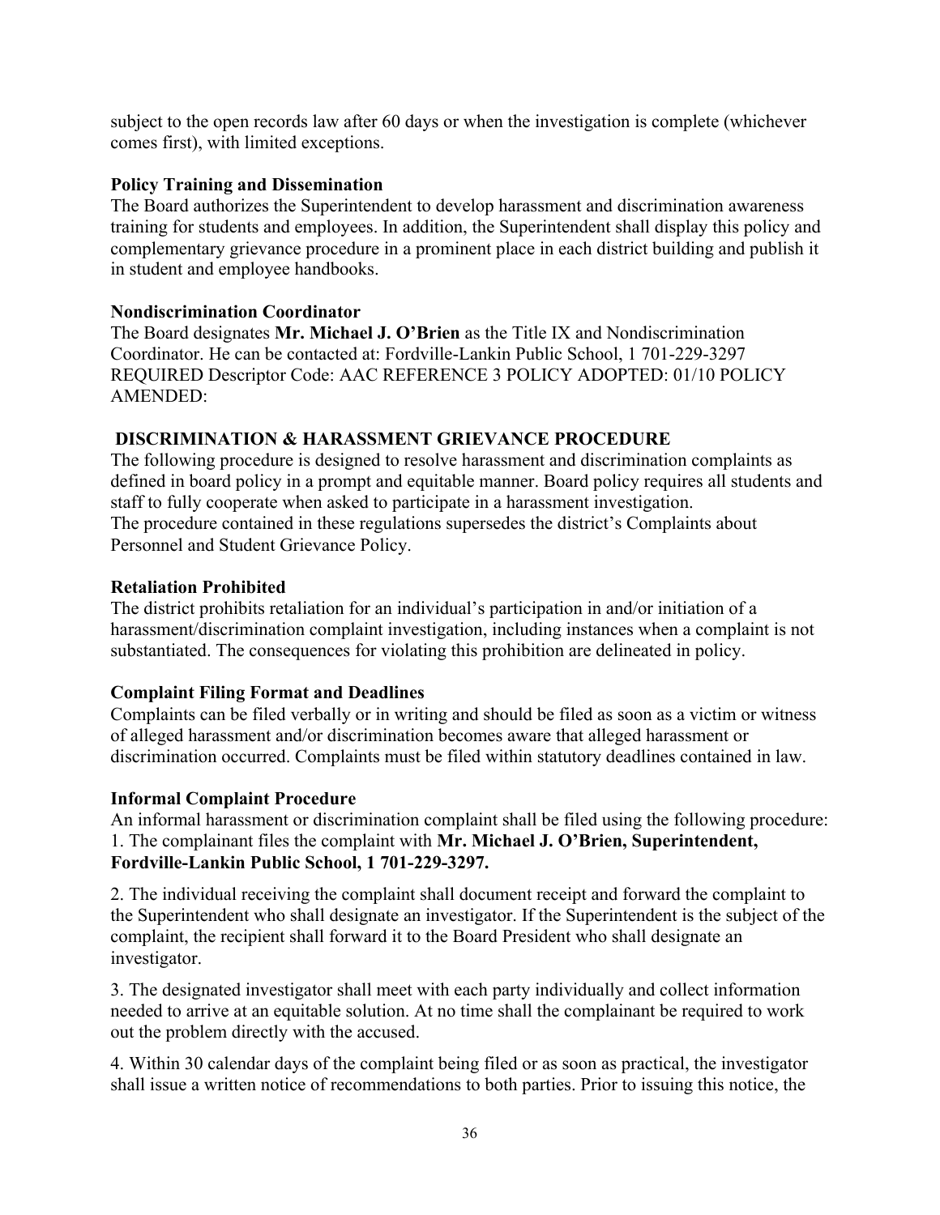subject to the open records law after 60 days or when the investigation is complete (whichever comes first), with limited exceptions.

**Policy Training and Dissemination**

The Board authorizes the Superintendent to develop harassment and discrimination awareness training for students and employees. In addition, the Superintendent shall display this policy and complementary grievance procedure in a prominent place in each district building and publish it in student and employee handbooks.

**Nondiscrimination Coordinator**

The Board designates **Mr. Michael J. O'Brien** as the Title IX and Nondiscrimination Coordinator. He can be contacted at: Fordville-Lankin Public School, 1 701-229-3297 REQUIRED Descriptor Code: AAC REFERENCE 3 POLICY ADOPTED: 01/10 POLICY AMENDED:

**DISCRIMINATION & HARASSMENT GRIEVANCE PROCEDURE**

The following procedure is designed to resolve harassment and discrimination complaints as defined in board policy in a prompt and equitable manner. Board policy requires all students and staff to fully cooperate when asked to participate in a harassment investigation.
The procedure contained in these regulations supersedes the district's Complaints about Personnel and Student Grievance Policy.

**Retaliation Prohibited**

The district prohibits retaliation for an individual's participation in and/or initiation of a harassment/discrimination complaint investigation, including instances when a complaint is not substantiated. The consequences for violating this prohibition are delineated in policy.

**Complaint Filing Format and Deadlines**

Complaints can be filed verbally or in writing and should be filed as soon as a victim or witness of alleged harassment and/or discrimination becomes aware that alleged harassment or discrimination occurred. Complaints must be filed within statutory deadlines contained in law.

**Informal Complaint Procedure**

An informal harassment or discrimination complaint shall be filed using the following procedure:

1. The complainant files the complaint with **Mr. Michael J. O'Brien, Superintendent, Fordville-Lankin Public School, 1 701-229-3297.**

2. The individual receiving the complaint shall document receipt and forward the complaint to the Superintendent who shall designate an investigator. If the Superintendent is the subject of the complaint, the recipient shall forward it to the Board President who shall designate an investigator.

3. The designated investigator shall meet with each party individually and collect information needed to arrive at an equitable solution. At no time shall the complainant be required to work out the problem directly with the accused.

4. Within 30 calendar days of the complaint being filed or as soon as practical, the investigator shall issue a written notice of recommendations to both parties. Prior to issuing this notice, the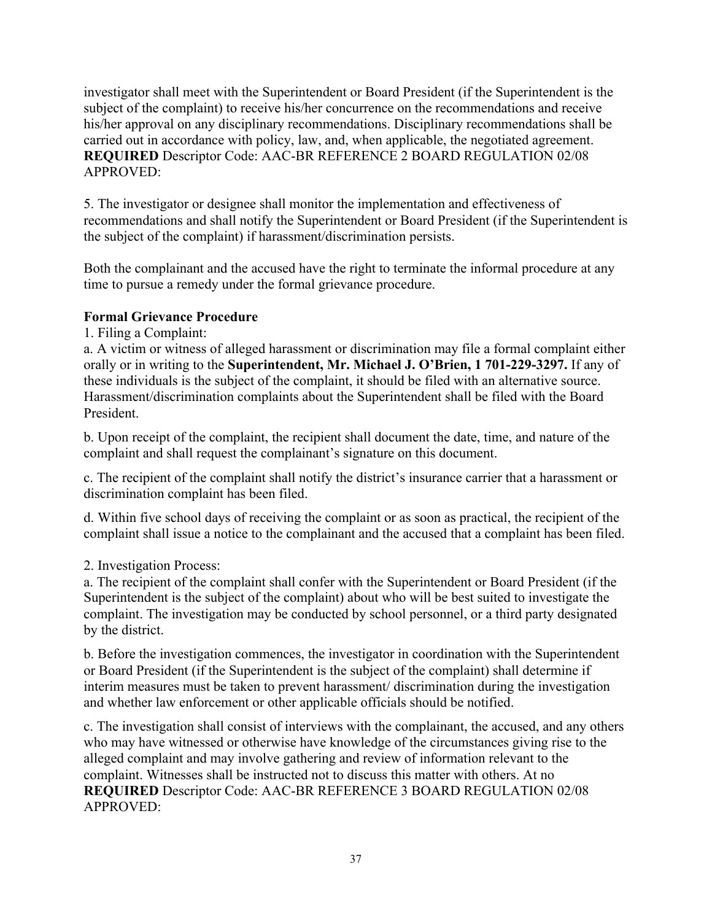investigator shall meet with the Superintendent or Board President (if the Superintendent is the subject of the complaint) to receive his/her concurrence on the recommendations and receive his/her approval on any disciplinary recommendations. Disciplinary recommendations shall be carried out in accordance with policy, law, and, when applicable, the negotiated agreement.
**REQUIRED** Descriptor Code: AAC-BR REFERENCE 2 BOARD REGULATION 02/08 APPROVED:

5. The investigator or designee shall monitor the implementation and effectiveness of recommendations and shall notify the Superintendent or Board President (if the Superintendent is the subject of the complaint) if harassment/discrimination persists.

Both the complainant and the accused have the right to terminate the informal procedure at any time to pursue a remedy under the formal grievance procedure.

**Formal Grievance Procedure**

1. Filing a Complaint:

a. A victim or witness of alleged harassment or discrimination may file a formal complaint either orally or in writing to the **Superintendent, Mr. Michael J. O'Brien, 1 701-229-3297.** If any of these individuals is the subject of the complaint, it should be filed with an alternative source. Harassment/discrimination complaints about the Superintendent shall be filed with the Board President.

b. Upon receipt of the complaint, the recipient shall document the date, time, and nature of the complaint and shall request the complainant's signature on this document.

c. The recipient of the complaint shall notify the district's insurance carrier that a harassment or discrimination complaint has been filed.

d. Within five school days of receiving the complaint or as soon as practical, the recipient of the complaint shall issue a notice to the complainant and the accused that a complaint has been filed.

2. Investigation Process:

a. The recipient of the complaint shall confer with the Superintendent or Board President (if the Superintendent is the subject of the complaint) about who will be best suited to investigate the complaint. The investigation may be conducted by school personnel, or a third party designated by the district.

b. Before the investigation commences, the investigator in coordination with the Superintendent or Board President (if the Superintendent is the subject of the complaint) shall determine if interim measures must be taken to prevent harassment/ discrimination during the investigation and whether law enforcement or other applicable officials should be notified.

c. The investigation shall consist of interviews with the complainant, the accused, and any others who may have witnessed or otherwise have knowledge of the circumstances giving rise to the alleged complaint and may involve gathering and review of information relevant to the complaint. Witnesses shall be instructed not to discuss this matter with others. At no
**REQUIRED** Descriptor Code: AAC-BR REFERENCE 3 BOARD REGULATION 02/08 APPROVED: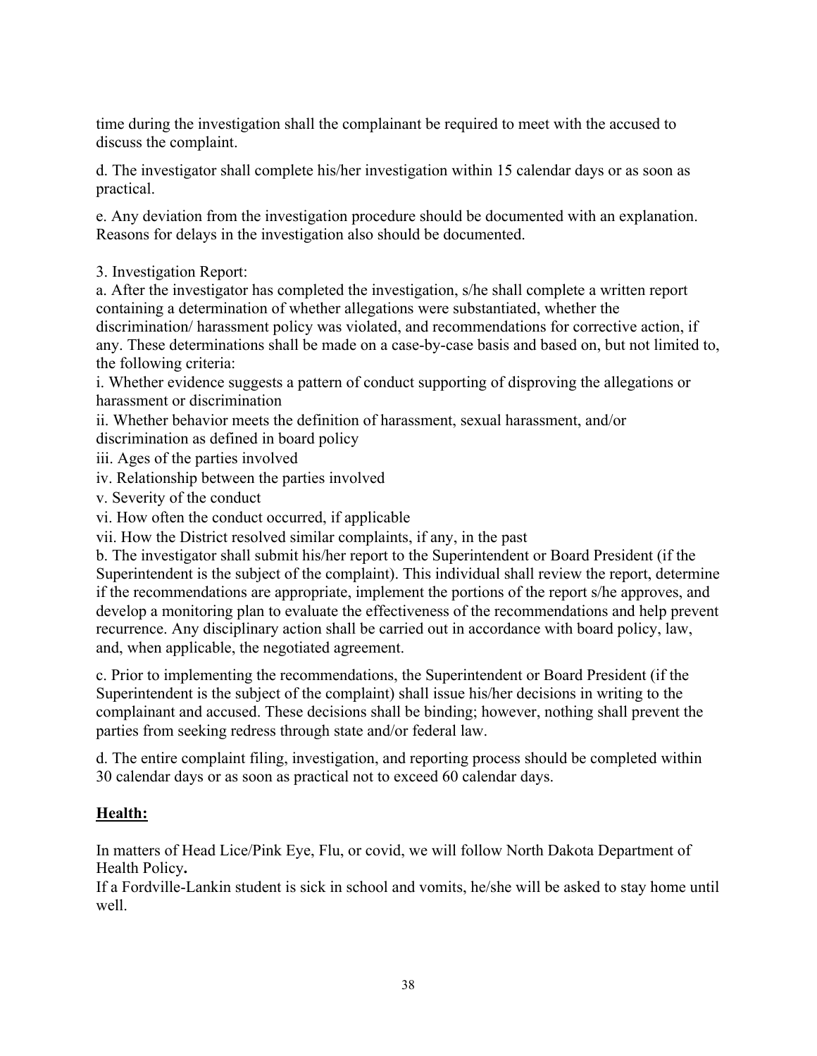time during the investigation shall the complainant be required to meet with the accused to discuss the complaint.

d. The investigator shall complete his/her investigation within 15 calendar days or as soon as practical.

e. Any deviation from the investigation procedure should be documented with an explanation. Reasons for delays in the investigation also should be documented.

3. Investigation Report:
a. After the investigator has completed the investigation, s/he shall complete a written report containing a determination of whether allegations were substantiated, whether the discrimination/ harassment policy was violated, and recommendations for corrective action, if any. These determinations shall be made on a case-by-case basis and based on, but not limited to, the following criteria:
i. Whether evidence suggests a pattern of conduct supporting of disproving the allegations or harassment or discrimination
ii. Whether behavior meets the definition of harassment, sexual harassment, and/or discrimination as defined in board policy
iii. Ages of the parties involved
iv. Relationship between the parties involved
v. Severity of the conduct
vi. How often the conduct occurred, if applicable
vii. How the District resolved similar complaints, if any, in the past
b. The investigator shall submit his/her report to the Superintendent or Board President (if the Superintendent is the subject of the complaint). This individual shall review the report, determine if the recommendations are appropriate, implement the portions of the report s/he approves, and develop a monitoring plan to evaluate the effectiveness of the recommendations and help prevent recurrence. Any disciplinary action shall be carried out in accordance with board policy, law, and, when applicable, the negotiated agreement.

c. Prior to implementing the recommendations, the Superintendent or Board President (if the Superintendent is the subject of the complaint) shall issue his/her decisions in writing to the complainant and accused. These decisions shall be binding; however, nothing shall prevent the parties from seeking redress through state and/or federal law.

d. The entire complaint filing, investigation, and reporting process should be completed within 30 calendar days or as soon as practical not to exceed 60 calendar days.

## <u>Health:</u>

In matters of Head Lice/Pink Eye, Flu, or covid, we will follow North Dakota Department of Health Policy**.**
If a Fordville-Lankin student is sick in school and vomits, he/she will be asked to stay home until well.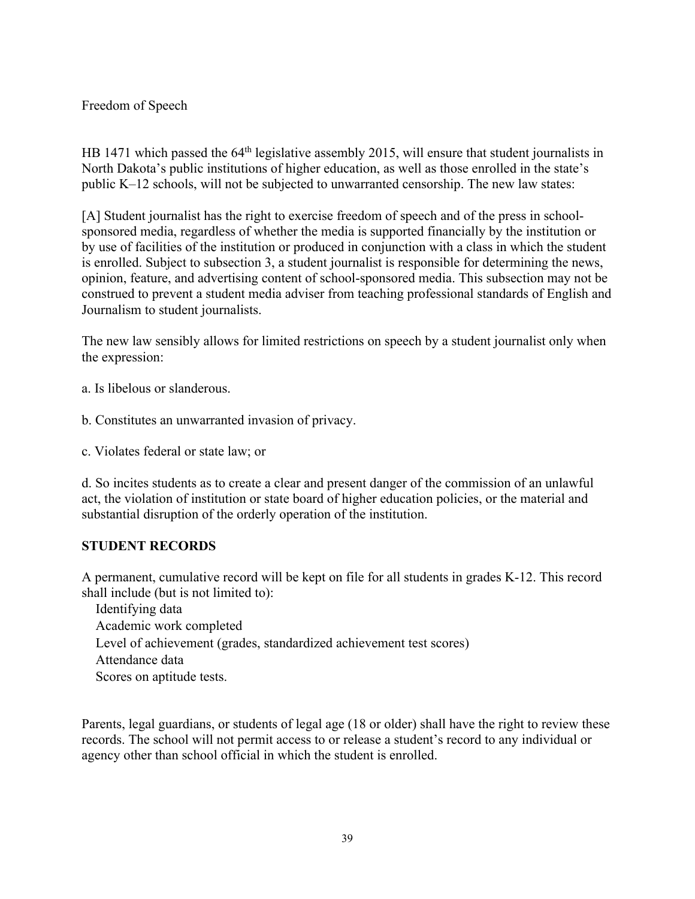Freedom of Speech

HB 1471 which passed the 64th legislative assembly 2015, will ensure that student journalists in North Dakota's public institutions of higher education, as well as those enrolled in the state's public K–12 schools, will not be subjected to unwarranted censorship. The new law states:

[A] Student journalist has the right to exercise freedom of speech and of the press in school-sponsored media, regardless of whether the media is supported financially by the institution or by use of facilities of the institution or produced in conjunction with a class in which the student is enrolled. Subject to subsection 3, a student journalist is responsible for determining the news, opinion, feature, and advertising content of school-sponsored media. This subsection may not be construed to prevent a student media adviser from teaching professional standards of English and Journalism to student journalists.

The new law sensibly allows for limited restrictions on speech by a student journalist only when the expression:

a. Is libelous or slanderous.

b. Constitutes an unwarranted invasion of privacy.

c. Violates federal or state law; or

d. So incites students as to create a clear and present danger of the commission of an unlawful act, the violation of institution or state board of higher education policies, or the material and substantial disruption of the orderly operation of the institution.

## STUDENT RECORDS

A permanent, cumulative record will be kept on file for all students in grades K-12. This record shall include (but is not limited to):

- Identifying data
- Academic work completed
- Level of achievement (grades, standardized achievement test scores)
- Attendance data
- Scores on aptitude tests.

Parents, legal guardians, or students of legal age (18 or older) shall have the right to review these records. The school will not permit access to or release a student's record to any individual or agency other than school official in which the student is enrolled.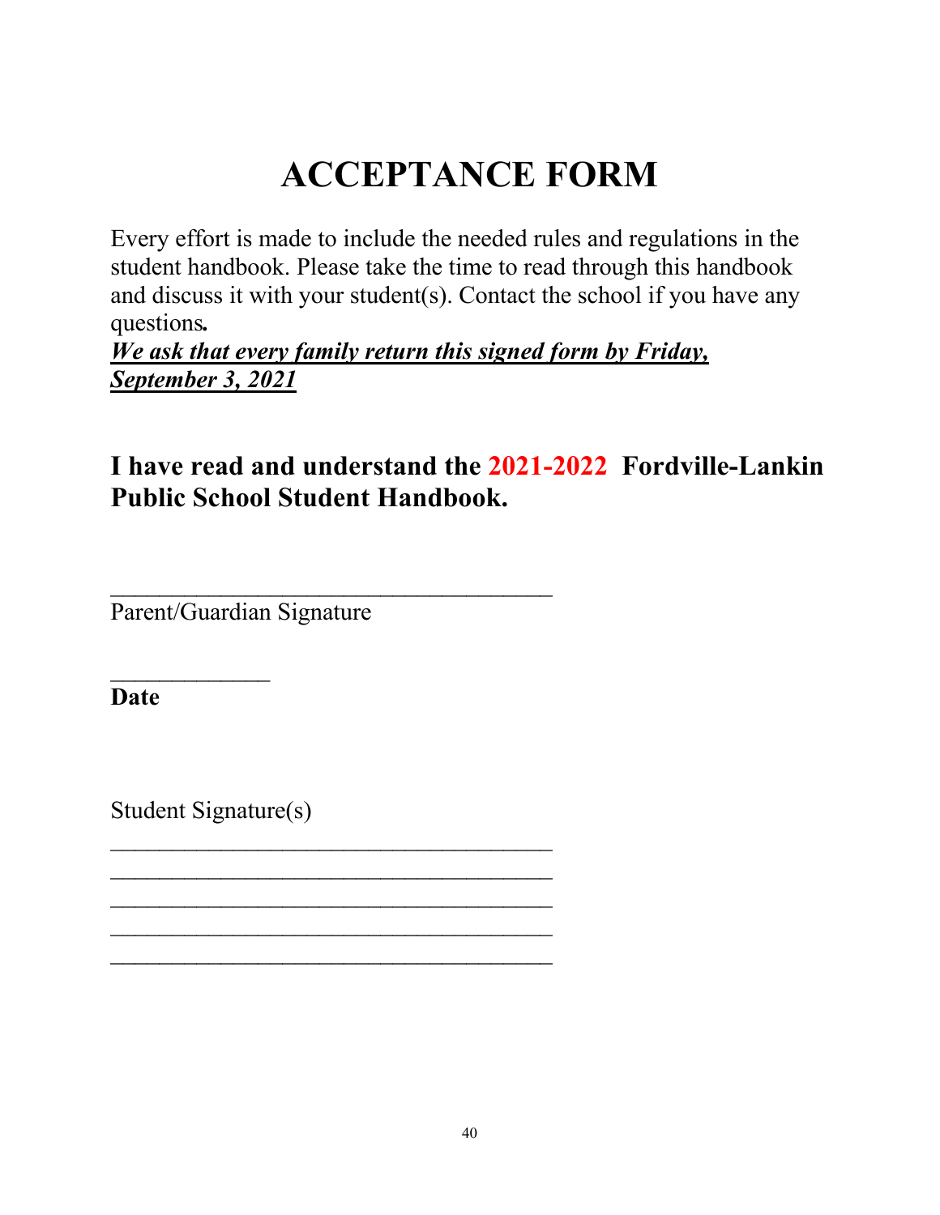# ACCEPTANCE FORM

Every effort is made to include the needed rules and regulations in the student handbook. Please take the time to read through this handbook and discuss it with your student(s). Contact the school if you have any questions.

***We ask that every family return this signed form by Friday, September 3, 2021***

**I have read and understand the 2021-2022 Fordville-Lankin Public School Student Handbook.**

_______________________________________

Parent/Guardian Signature

______________

**Date**

Student Signature(s)

_______________________________________

_______________________________________

_______________________________________

_______________________________________

_______________________________________